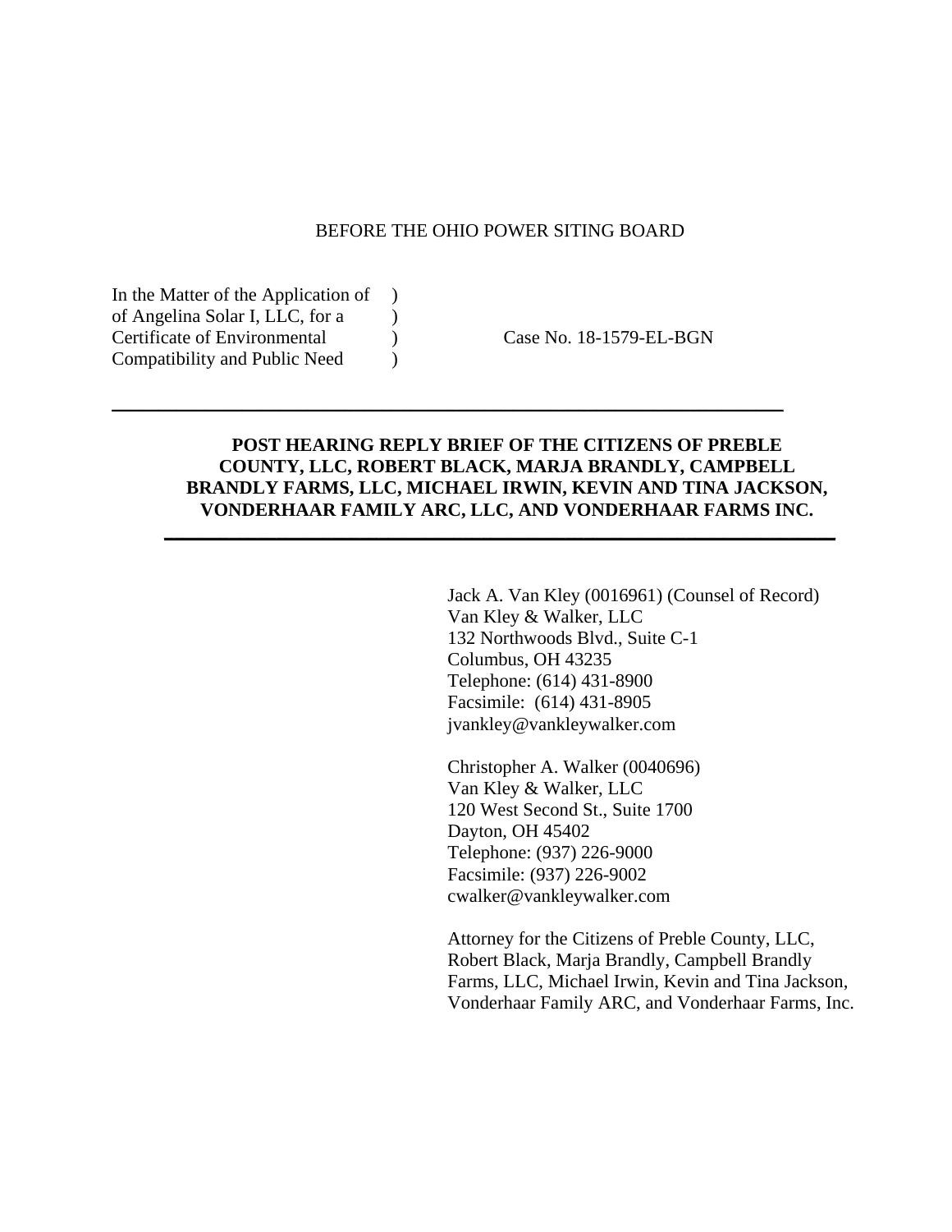BEFORE THE OHIO POWER SITING BOARD

| | | |
|---|---|---|
| In the Matter of the Application of of Angelina Solar I, LLC, for a Certificate of Environmental Compatibility and Public Need | ) ) ) ) | Case No. 18-1579-EL-BGN |

---

**POST HEARING REPLY BRIEF OF THE CITIZENS OF PREBLE COUNTY, LLC, ROBERT BLACK, MARJA BRANDLY, CAMPBELL BRANDLY FARMS, LLC, MICHAEL IRWIN, KEVIN AND TINA JACKSON, VONDERHAAR FAMILY ARC, LLC, AND VONDERHAAR FARMS INC.**

---

Jack A. Van Kley (0016961) (Counsel of Record)
Van Kley & Walker, LLC
132 Northwoods Blvd., Suite C-1
Columbus, OH 43235
Telephone: (614) 431-8900
Facsimile: (614) 431-8905
jvankley@vankleywalker.com

Christopher A. Walker (0040696)
Van Kley & Walker, LLC
120 West Second St., Suite 1700
Dayton, OH 45402
Telephone: (937) 226-9000
Facsimile: (937) 226-9002
cwalker@vankleywalker.com

Attorney for the Citizens of Preble County, LLC, Robert Black, Marja Brandly, Campbell Brandly Farms, LLC, Michael Irwin, Kevin and Tina Jackson, Vonderhaar Family ARC, and Vonderhaar Farms, Inc.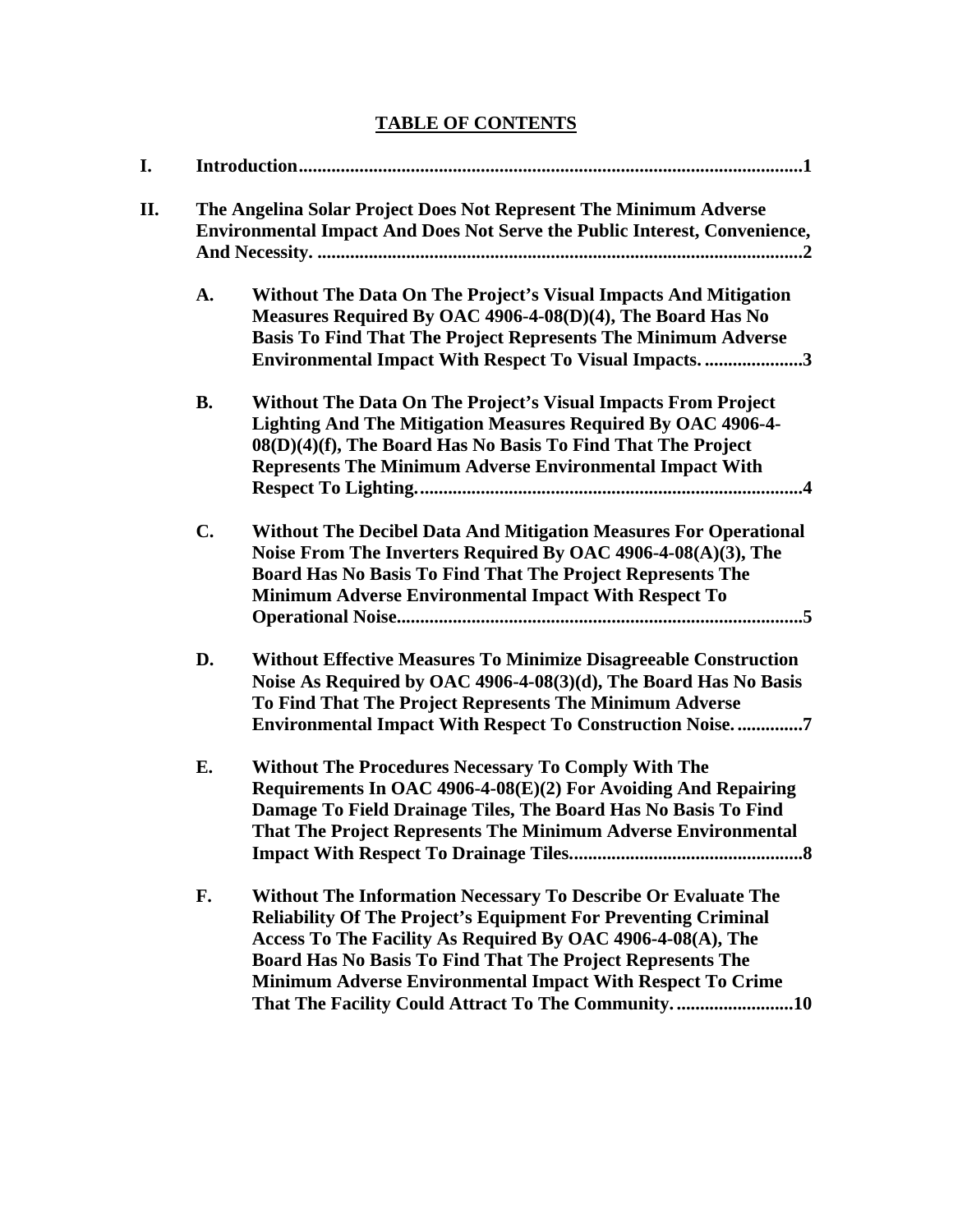## TABLE OF CONTENTS

**I.** **Introduction**...........................................................................................................**1**

**II.** **The Angelina Solar Project Does Not Represent The Minimum Adverse Environmental Impact And Does Not Serve the Public Interest, Convenience, And Necessity.** .......................................................................................................**2**

- **A.** **Without The Data On The Project's Visual Impacts And Mitigation Measures Required By OAC 4906-4-08(D)(4), The Board Has No Basis To Find That The Project Represents The Minimum Adverse Environmental Impact With Respect To Visual Impacts.** ....................**3**

- **B.** **Without The Data On The Project's Visual Impacts From Project Lighting And The Mitigation Measures Required By OAC 4906-4-08(D)(4)(f), The Board Has No Basis To Find That The Project Represents The Minimum Adverse Environmental Impact With Respect To Lighting.**..................................................................................**4**

- **C.** **Without The Decibel Data And Mitigation Measures For Operational Noise From The Inverters Required By OAC 4906-4-08(A)(3), The Board Has No Basis To Find That The Project Represents The Minimum Adverse Environmental Impact With Respect To Operational Noise.**......................................................................................**5**

- **D.** **Without Effective Measures To Minimize Disagreeable Construction Noise As Required by OAC 4906-4-08(3)(d), The Board Has No Basis To Find That The Project Represents The Minimum Adverse Environmental Impact With Respect To Construction Noise.** .............**7**

- **E.** **Without The Procedures Necessary To Comply With The Requirements In OAC 4906-4-08(E)(2) For Avoiding And Repairing Damage To Field Drainage Tiles, The Board Has No Basis To Find That The Project Represents The Minimum Adverse Environmental Impact With Respect To Drainage Tiles.**..................................................**8**

- **F.** **Without The Information Necessary To Describe Or Evaluate The Reliability Of The Project's Equipment For Preventing Criminal Access To The Facility As Required By OAC 4906-4-08(A), The Board Has No Basis To Find That The Project Represents The Minimum Adverse Environmental Impact With Respect To Crime That The Facility Could Attract To The Community.** .........................**10**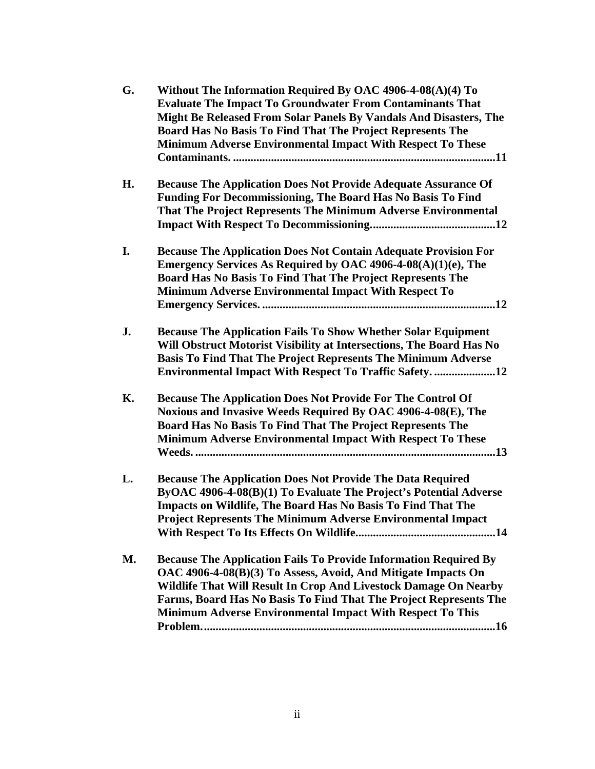**G. Without The Information Required By OAC 4906-4-08(A)(4) To Evaluate The Impact To Groundwater From Contaminants That Might Be Released From Solar Panels By Vandals And Disasters, The Board Has No Basis To Find That The Project Represents The Minimum Adverse Environmental Impact With Respect To These Contaminants. ........................................................................................11**

**H. Because The Application Does Not Provide Adequate Assurance Of Funding For Decommissioning, The Board Has No Basis To Find That The Project Represents The Minimum Adverse Environmental Impact With Respect To Decommissioning..........................................12**

**I. Because The Application Does Not Contain Adequate Provision For Emergency Services As Required by OAC 4906-4-08(A)(1)(e), The Board Has No Basis To Find That The Project Represents The Minimum Adverse Environmental Impact With Respect To Emergency Services. ...............................................................................12**

**J. Because The Application Fails To Show Whether Solar Equipment Will Obstruct Motorist Visibility at Intersections, The Board Has No Basis To Find That The Project Represents The Minimum Adverse Environmental Impact With Respect To Traffic Safety. ....................12**

**K. Because The Application Does Not Provide For The Control Of Noxious and Invasive Weeds Required By OAC 4906-4-08(E), The Board Has No Basis To Find That The Project Represents The Minimum Adverse Environmental Impact With Respect To These Weeds. .....................................................................................................13**

**L. Because The Application Does Not Provide The Data Required ByOAC 4906-4-08(B)(1) To Evaluate The Project's Potential Adverse Impacts on Wildlife, The Board Has No Basis To Find That The Project Represents The Minimum Adverse Environmental Impact With Respect To Its Effects On Wildlife...............................................14**

**M. Because The Application Fails To Provide Information Required By OAC 4906-4-08(B)(3) To Assess, Avoid, And Mitigate Impacts On Wildlife That Will Result In Crop And Livestock Damage On Nearby Farms, Board Has No Basis To Find That The Project Represents The Minimum Adverse Environmental Impact With Respect To This Problem. ...................................................................................................16**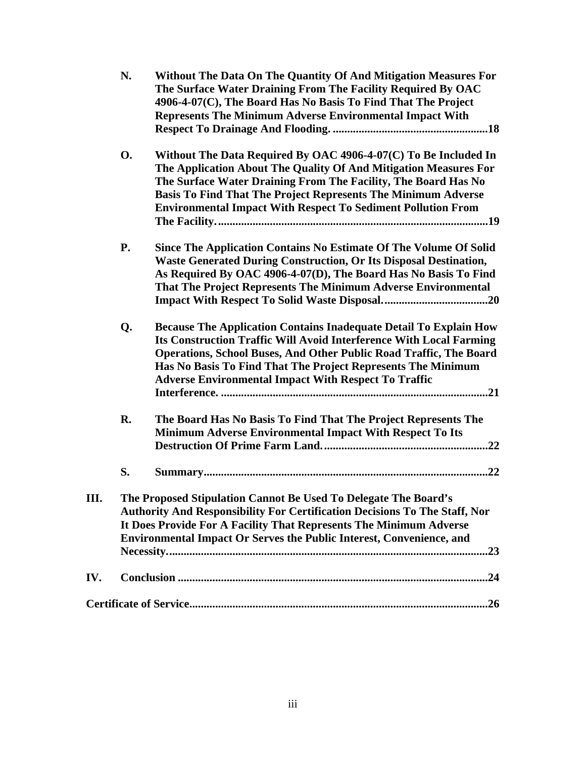N. **Without The Data On The Quantity Of And Mitigation Measures For The Surface Water Draining From The Facility Required By OAC 4906-4-07(C), The Board Has No Basis To Find That The Project Represents The Minimum Adverse Environmental Impact With Respect To Drainage And Flooding. ......................................................18**

O. **Without The Data Required By OAC 4906-4-07(C) To Be Included In The Application About The Quality Of And Mitigation Measures For The Surface Water Draining From The Facility, The Board Has No Basis To Find That The Project Represents The Minimum Adverse Environmental Impact With Respect To Sediment Pollution From The Facility..............................................................................................19**

P. **Since The Application Contains No Estimate Of The Volume Of Solid Waste Generated During Construction, Or Its Disposal Destination, As Required By OAC 4906-4-07(D), The Board Has No Basis To Find That The Project Represents The Minimum Adverse Environmental Impact With Respect To Solid Waste Disposal....................................20**

Q. **Because The Application Contains Inadequate Detail To Explain How Its Construction Traffic Will Avoid Interference With Local Farming Operations, School Buses, And Other Public Road Traffic, The Board Has No Basis To Find That The Project Represents The Minimum Adverse Environmental Impact With Respect To Traffic Interference. .............................................................................................21**

R. **The Board Has No Basis To Find That The Project Represents The Minimum Adverse Environmental Impact With Respect To Its Destruction Of Prime Farm Land.........................................................22**

S. **Summary..................................................................................................22**

III. **The Proposed Stipulation Cannot Be Used To Delegate The Board's Authority And Responsibility For Certification Decisions To The Staff, Nor It Does Provide For A Facility That Represents The Minimum Adverse Environmental Impact Or Serves the Public Interest, Convenience, and Necessity...............................................................................................................23**

IV. **Conclusion ............................................................................................................24**

**Certificate of Service.......................................................................................................26**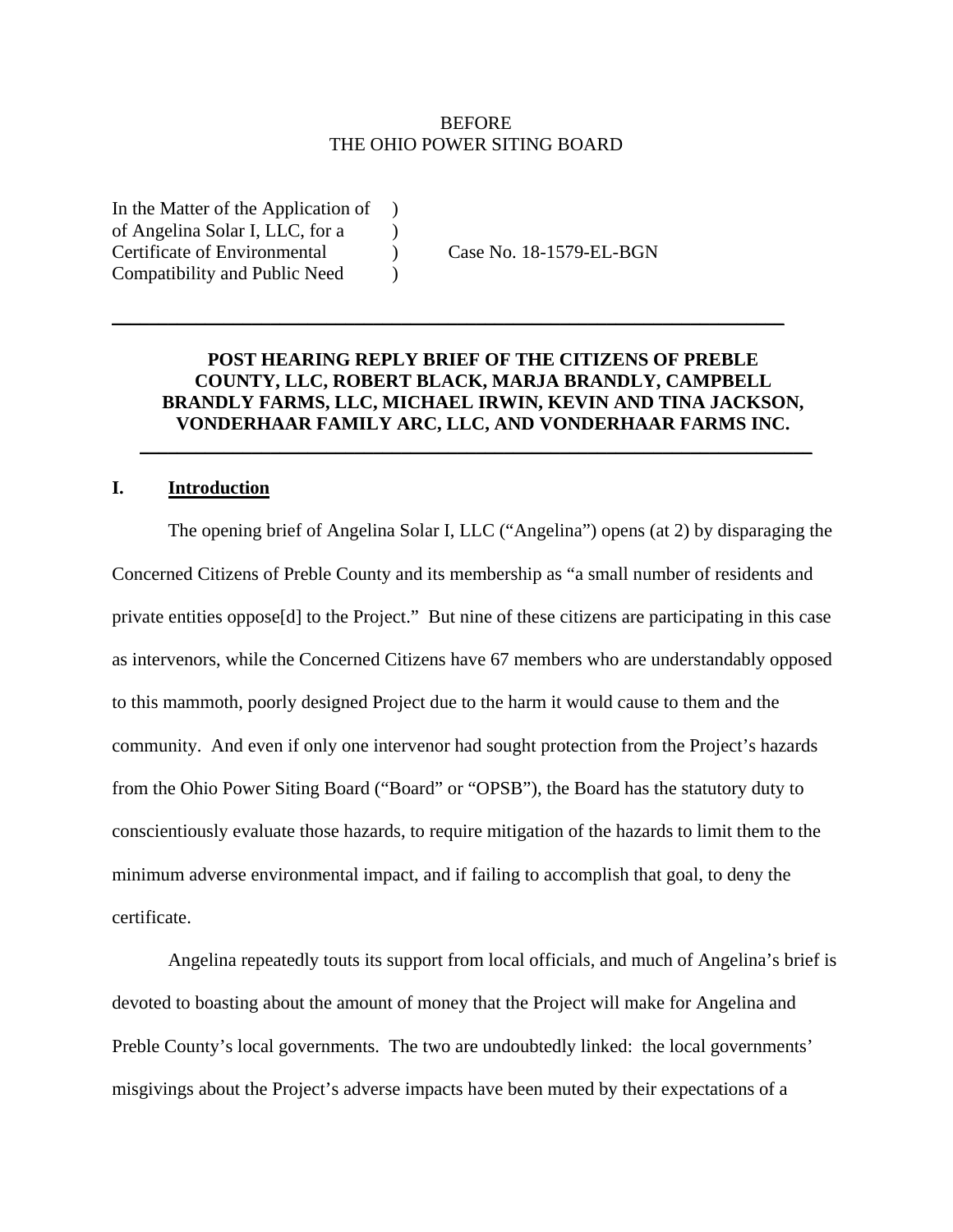BEFORE
THE OHIO POWER SITING BOARD

In the Matter of the Application of )
of Angelina Solar I, LLC, for a )
Certificate of Environmental ) Case No. 18-1579-EL-BGN
Compatibility and Public Need )

---

**POST HEARING REPLY BRIEF OF THE CITIZENS OF PREBLE COUNTY, LLC, ROBERT BLACK, MARJA BRANDLY, CAMPBELL BRANDLY FARMS, LLC, MICHAEL IRWIN, KEVIN AND TINA JACKSON, VONDERHAAR FAMILY ARC, LLC, AND VONDERHAAR FARMS INC.**

---

## I. Introduction

The opening brief of Angelina Solar I, LLC ("Angelina") opens (at 2) by disparaging the Concerned Citizens of Preble County and its membership as "a small number of residents and private entities oppose[d] to the Project." But nine of these citizens are participating in this case as intervenors, while the Concerned Citizens have 67 members who are understandably opposed to this mammoth, poorly designed Project due to the harm it would cause to them and the community. And even if only one intervenor had sought protection from the Project's hazards from the Ohio Power Siting Board ("Board" or "OPSB"), the Board has the statutory duty to conscientiously evaluate those hazards, to require mitigation of the hazards to limit them to the minimum adverse environmental impact, and if failing to accomplish that goal, to deny the certificate.

Angelina repeatedly touts its support from local officials, and much of Angelina's brief is devoted to boasting about the amount of money that the Project will make for Angelina and Preble County's local governments. The two are undoubtedly linked: the local governments' misgivings about the Project's adverse impacts have been muted by their expectations of a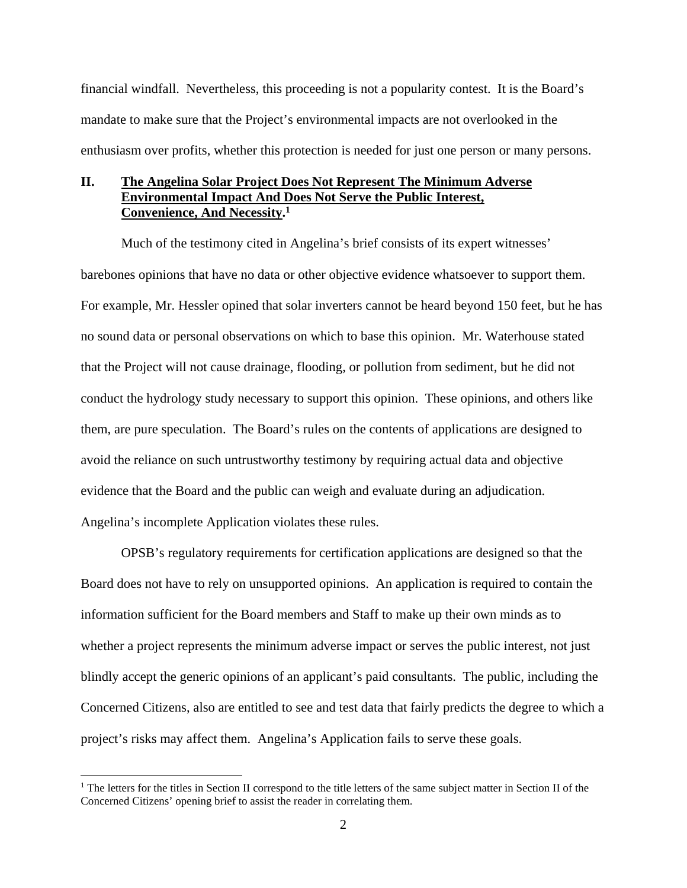financial windfall. Nevertheless, this proceeding is not a popularity contest. It is the Board's mandate to make sure that the Project's environmental impacts are not overlooked in the enthusiasm over profits, whether this protection is needed for just one person or many persons.

## II. The Angelina Solar Project Does Not Represent The Minimum Adverse Environmental Impact And Does Not Serve the Public Interest, Convenience, And Necessity.[1]

Much of the testimony cited in Angelina's brief consists of its expert witnesses' barebones opinions that have no data or other objective evidence whatsoever to support them. For example, Mr. Hessler opined that solar inverters cannot be heard beyond 150 feet, but he has no sound data or personal observations on which to base this opinion. Mr. Waterhouse stated that the Project will not cause drainage, flooding, or pollution from sediment, but he did not conduct the hydrology study necessary to support this opinion. These opinions, and others like them, are pure speculation. The Board's rules on the contents of applications are designed to avoid the reliance on such untrustworthy testimony by requiring actual data and objective evidence that the Board and the public can weigh and evaluate during an adjudication. Angelina's incomplete Application violates these rules.

OPSB's regulatory requirements for certification applications are designed so that the Board does not have to rely on unsupported opinions. An application is required to contain the information sufficient for the Board members and Staff to make up their own minds as to whether a project represents the minimum adverse impact or serves the public interest, not just blindly accept the generic opinions of an applicant's paid consultants. The public, including the Concerned Citizens, also are entitled to see and test data that fairly predicts the degree to which a project's risks may affect them. Angelina's Application fails to serve these goals.

---

[1] The letters for the titles in Section II correspond to the title letters of the same subject matter in Section II of the Concerned Citizens' opening brief to assist the reader in correlating them.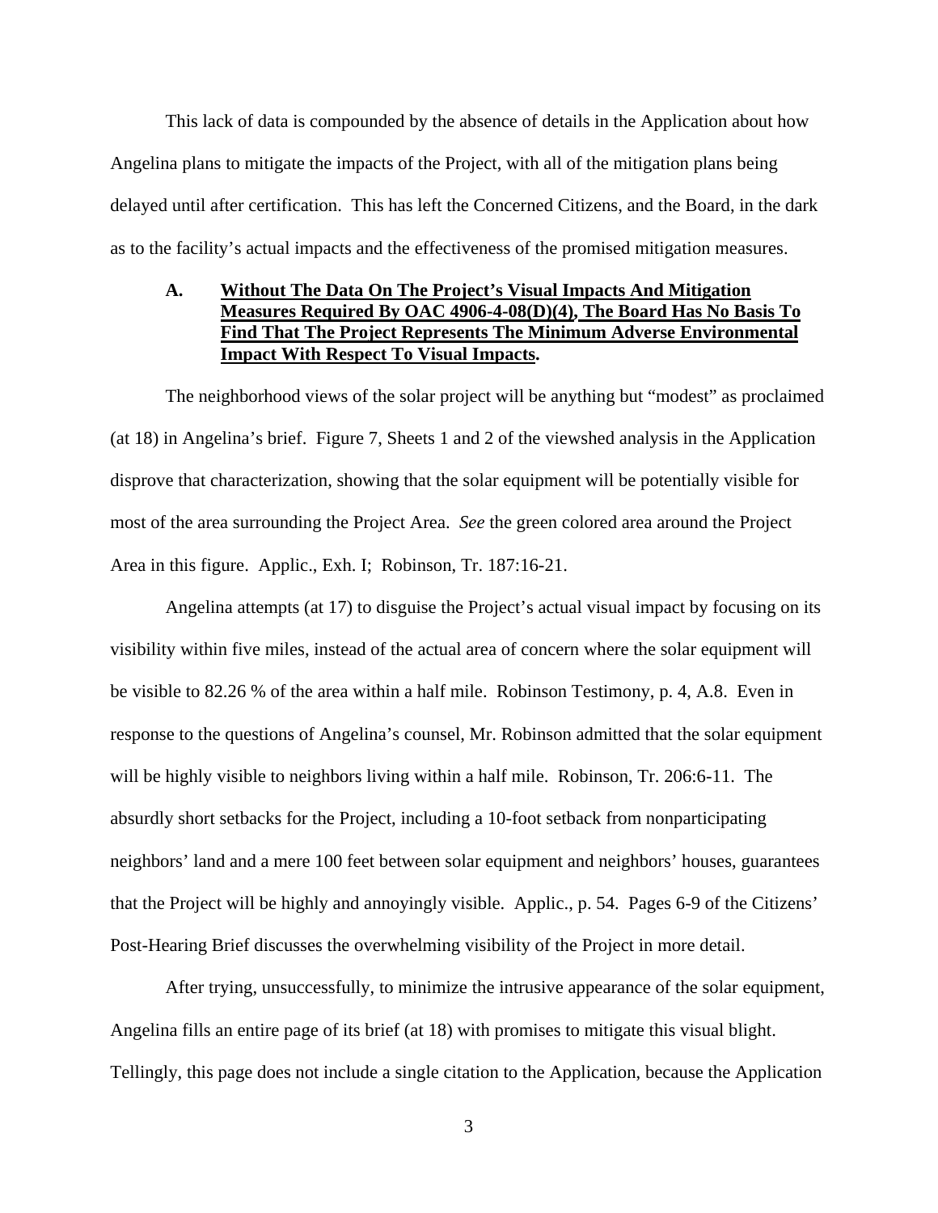This lack of data is compounded by the absence of details in the Application about how Angelina plans to mitigate the impacts of the Project, with all of the mitigation plans being delayed until after certification. This has left the Concerned Citizens, and the Board, in the dark as to the facility's actual impacts and the effectiveness of the promised mitigation measures.

### A. Without The Data On The Project's Visual Impacts And Mitigation Measures Required By OAC 4906-4-08(D)(4), The Board Has No Basis To Find That The Project Represents The Minimum Adverse Environmental Impact With Respect To Visual Impacts.

The neighborhood views of the solar project will be anything but "modest" as proclaimed (at 18) in Angelina's brief. Figure 7, Sheets 1 and 2 of the viewshed analysis in the Application disprove that characterization, showing that the solar equipment will be potentially visible for most of the area surrounding the Project Area. *See* the green colored area around the Project Area in this figure. Applic., Exh. I; Robinson, Tr. 187:16-21.

Angelina attempts (at 17) to disguise the Project's actual visual impact by focusing on its visibility within five miles, instead of the actual area of concern where the solar equipment will be visible to 82.26 % of the area within a half mile. Robinson Testimony, p. 4, A.8. Even in response to the questions of Angelina's counsel, Mr. Robinson admitted that the solar equipment will be highly visible to neighbors living within a half mile. Robinson, Tr. 206:6-11. The absurdly short setbacks for the Project, including a 10-foot setback from nonparticipating neighbors' land and a mere 100 feet between solar equipment and neighbors' houses, guarantees that the Project will be highly and annoyingly visible. Applic., p. 54. Pages 6-9 of the Citizens' Post-Hearing Brief discusses the overwhelming visibility of the Project in more detail.

After trying, unsuccessfully, to minimize the intrusive appearance of the solar equipment, Angelina fills an entire page of its brief (at 18) with promises to mitigate this visual blight. Tellingly, this page does not include a single citation to the Application, because the Application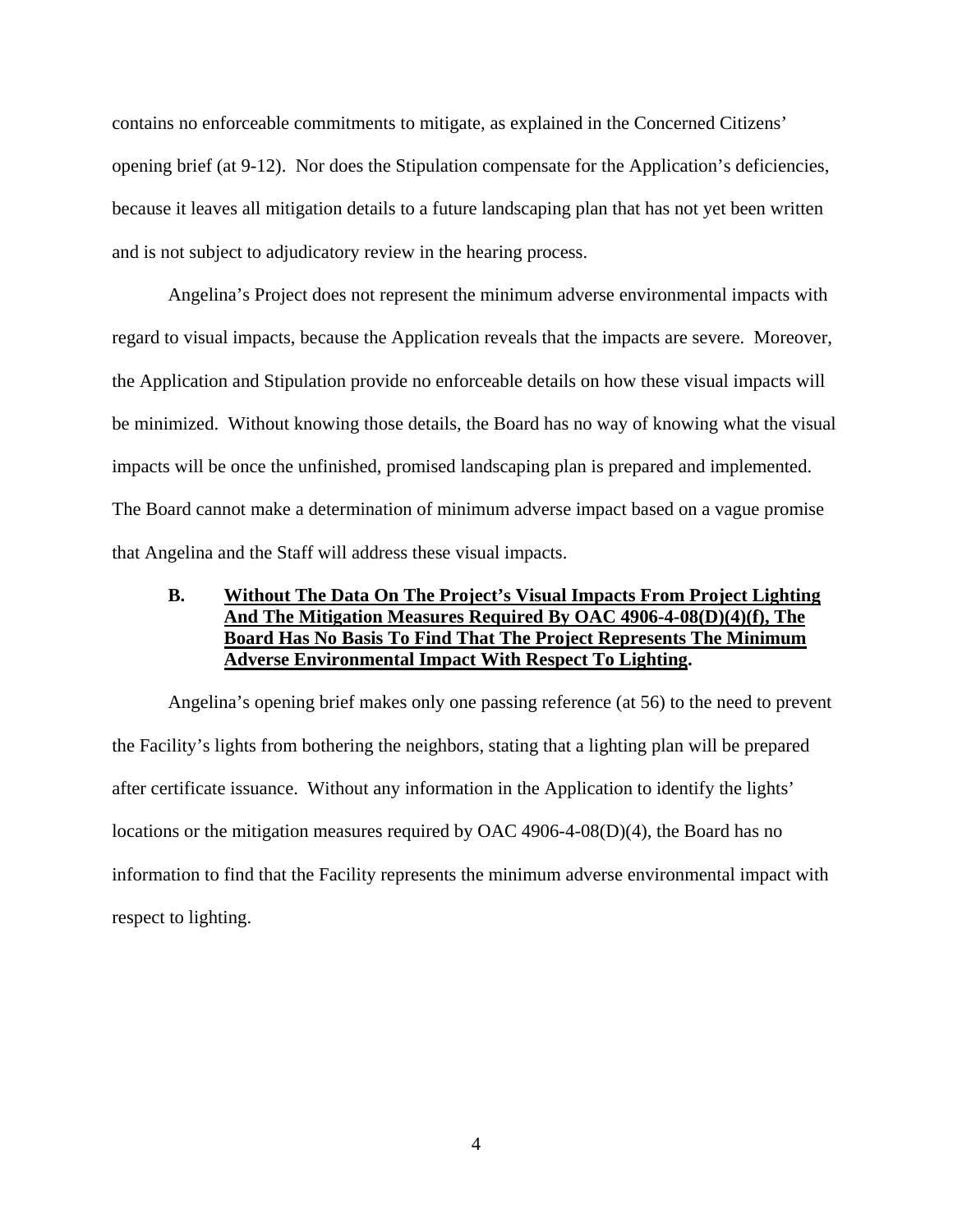contains no enforceable commitments to mitigate, as explained in the Concerned Citizens' opening brief (at 9-12). Nor does the Stipulation compensate for the Application's deficiencies, because it leaves all mitigation details to a future landscaping plan that has not yet been written and is not subject to adjudicatory review in the hearing process.

Angelina's Project does not represent the minimum adverse environmental impacts with regard to visual impacts, because the Application reveals that the impacts are severe. Moreover, the Application and Stipulation provide no enforceable details on how these visual impacts will be minimized. Without knowing those details, the Board has no way of knowing what the visual impacts will be once the unfinished, promised landscaping plan is prepared and implemented. The Board cannot make a determination of minimum adverse impact based on a vague promise that Angelina and the Staff will address these visual impacts.

### B. Without The Data On The Project's Visual Impacts From Project Lighting And The Mitigation Measures Required By OAC 4906-4-08(D)(4)(f), The Board Has No Basis To Find That The Project Represents The Minimum Adverse Environmental Impact With Respect To Lighting.

Angelina's opening brief makes only one passing reference (at 56) to the need to prevent the Facility's lights from bothering the neighbors, stating that a lighting plan will be prepared after certificate issuance. Without any information in the Application to identify the lights' locations or the mitigation measures required by OAC 4906-4-08(D)(4), the Board has no information to find that the Facility represents the minimum adverse environmental impact with respect to lighting.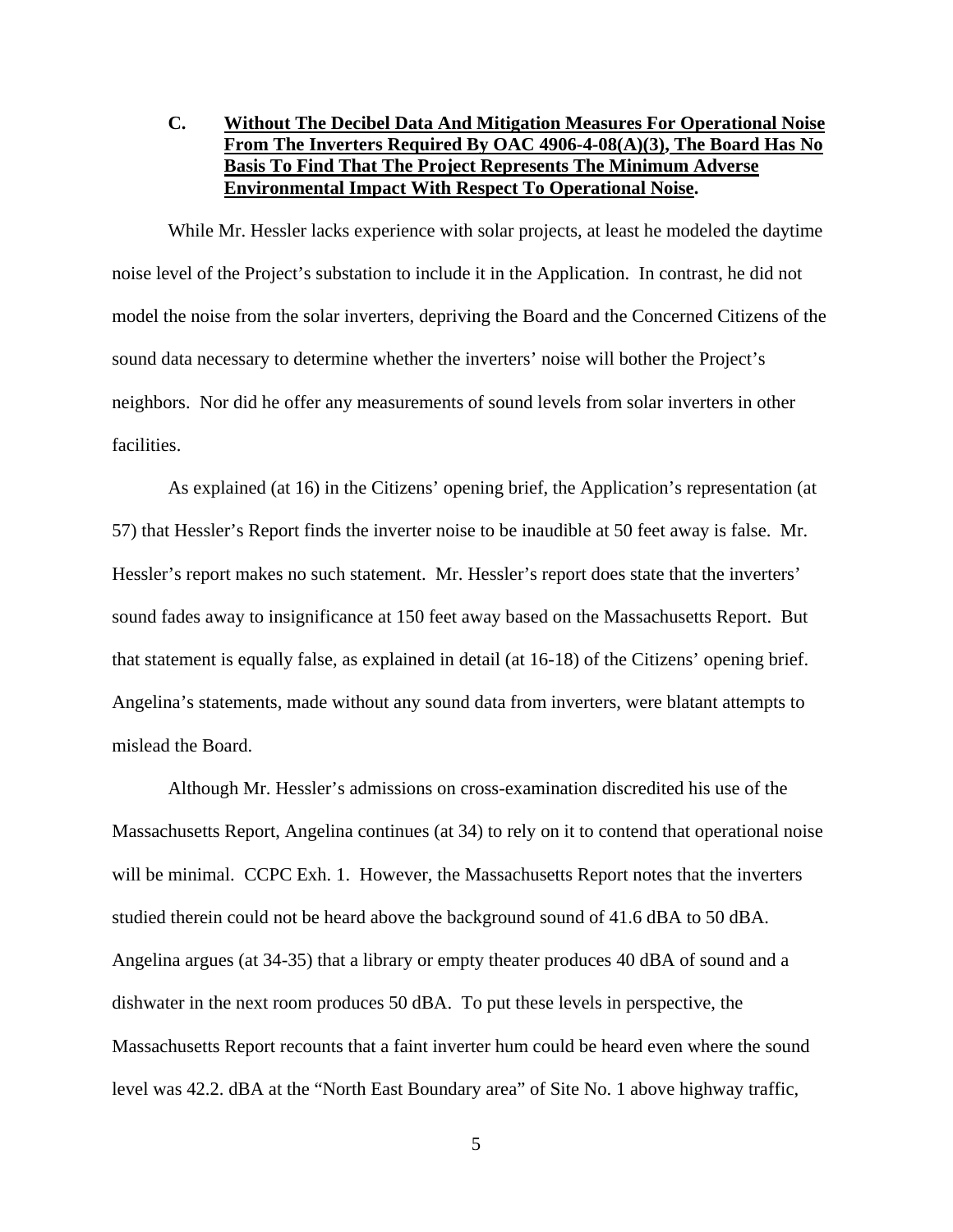### C. **Without The Decibel Data And Mitigation Measures For Operational Noise From The Inverters Required By OAC 4906-4-08(A)(3), The Board Has No Basis To Find That The Project Represents The Minimum Adverse Environmental Impact With Respect To Operational Noise.**

While Mr. Hessler lacks experience with solar projects, at least he modeled the daytime noise level of the Project's substation to include it in the Application. In contrast, he did not model the noise from the solar inverters, depriving the Board and the Concerned Citizens of the sound data necessary to determine whether the inverters' noise will bother the Project's neighbors. Nor did he offer any measurements of sound levels from solar inverters in other facilities.

As explained (at 16) in the Citizens' opening brief, the Application's representation (at 57) that Hessler's Report finds the inverter noise to be inaudible at 50 feet away is false. Mr. Hessler's report makes no such statement. Mr. Hessler's report does state that the inverters' sound fades away to insignificance at 150 feet away based on the Massachusetts Report. But that statement is equally false, as explained in detail (at 16-18) of the Citizens' opening brief. Angelina's statements, made without any sound data from inverters, were blatant attempts to mislead the Board.

Although Mr. Hessler's admissions on cross-examination discredited his use of the Massachusetts Report, Angelina continues (at 34) to rely on it to contend that operational noise will be minimal. CCPC Exh. 1. However, the Massachusetts Report notes that the inverters studied therein could not be heard above the background sound of 41.6 dBA to 50 dBA. Angelina argues (at 34-35) that a library or empty theater produces 40 dBA of sound and a dishwater in the next room produces 50 dBA. To put these levels in perspective, the Massachusetts Report recounts that a faint inverter hum could be heard even where the sound level was 42.2. dBA at the "North East Boundary area" of Site No. 1 above highway traffic,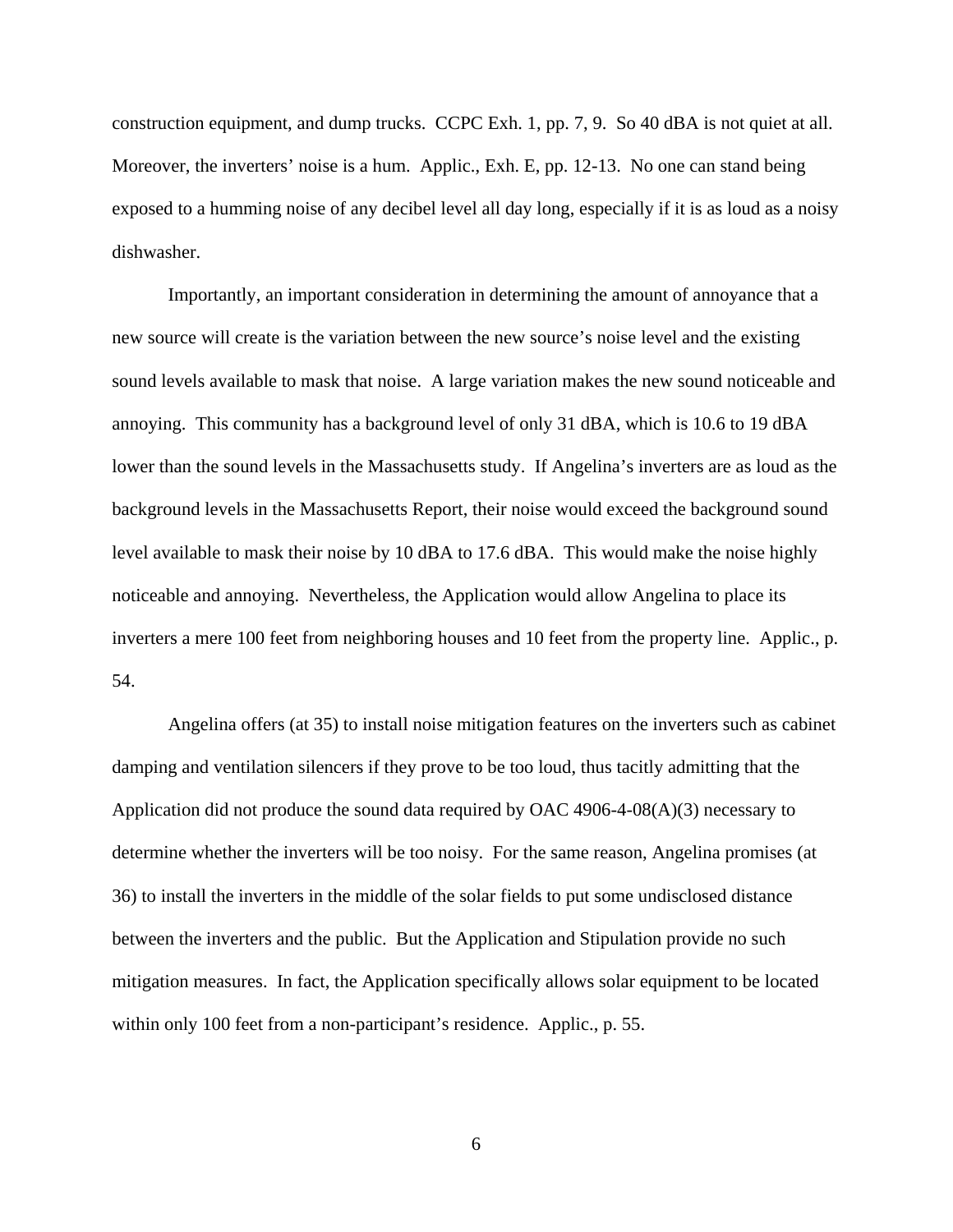construction equipment, and dump trucks. CCPC Exh. 1, pp. 7, 9. So 40 dBA is not quiet at all. Moreover, the inverters' noise is a hum. Applic., Exh. E, pp. 12-13. No one can stand being exposed to a humming noise of any decibel level all day long, especially if it is as loud as a noisy dishwasher.

Importantly, an important consideration in determining the amount of annoyance that a new source will create is the variation between the new source's noise level and the existing sound levels available to mask that noise. A large variation makes the new sound noticeable and annoying. This community has a background level of only 31 dBA, which is 10.6 to 19 dBA lower than the sound levels in the Massachusetts study. If Angelina's inverters are as loud as the background levels in the Massachusetts Report, their noise would exceed the background sound level available to mask their noise by 10 dBA to 17.6 dBA. This would make the noise highly noticeable and annoying. Nevertheless, the Application would allow Angelina to place its inverters a mere 100 feet from neighboring houses and 10 feet from the property line. Applic., p. 54.

Angelina offers (at 35) to install noise mitigation features on the inverters such as cabinet damping and ventilation silencers if they prove to be too loud, thus tacitly admitting that the Application did not produce the sound data required by OAC 4906-4-08(A)(3) necessary to determine whether the inverters will be too noisy. For the same reason, Angelina promises (at 36) to install the inverters in the middle of the solar fields to put some undisclosed distance between the inverters and the public. But the Application and Stipulation provide no such mitigation measures. In fact, the Application specifically allows solar equipment to be located within only 100 feet from a non-participant's residence. Applic., p. 55.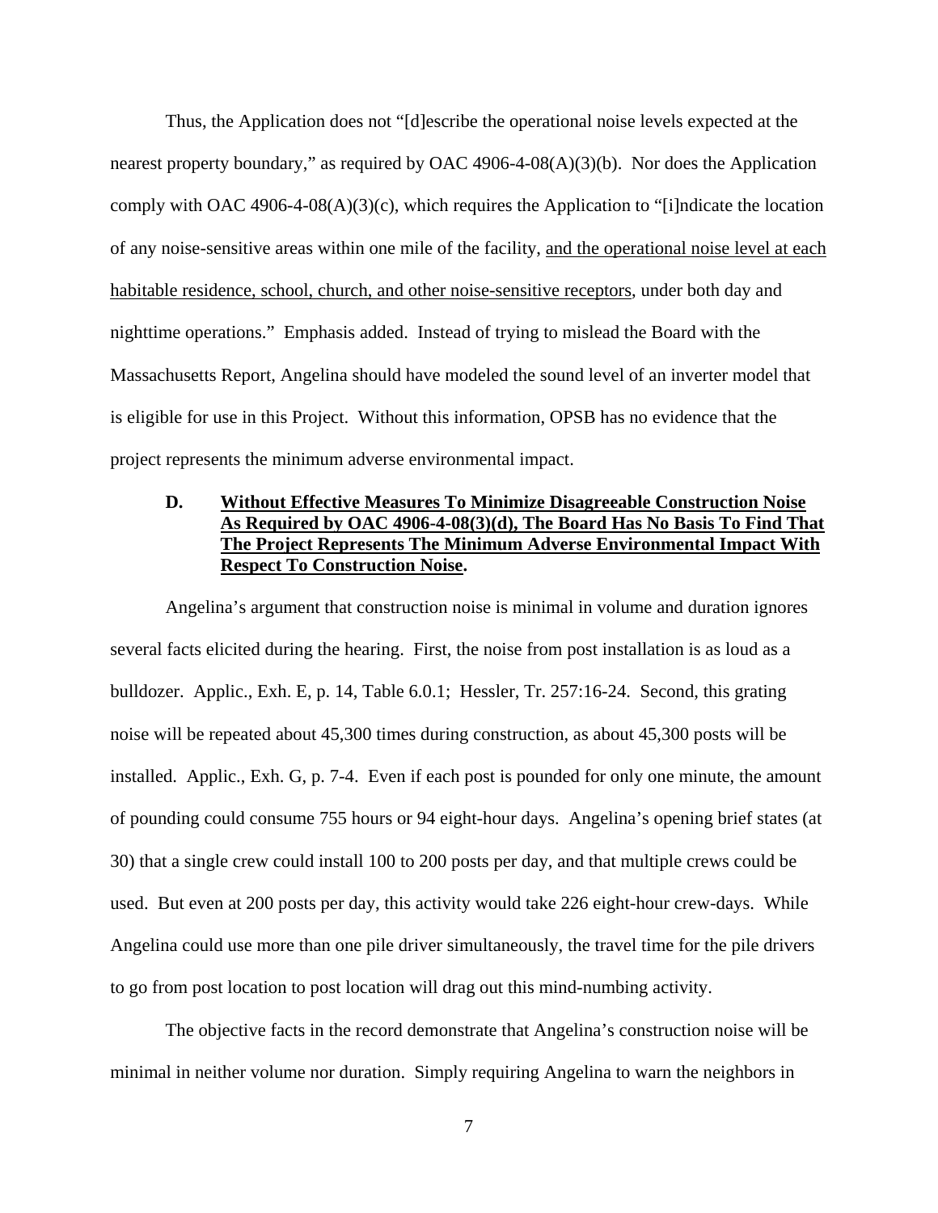Thus, the Application does not "[d]escribe the operational noise levels expected at the nearest property boundary," as required by OAC 4906-4-08(A)(3)(b). Nor does the Application comply with OAC 4906-4-08(A)(3)(c), which requires the Application to "[i]ndicate the location of any noise-sensitive areas within one mile of the facility, <u>and the operational noise level at each habitable residence, school, church, and other noise-sensitive receptors</u>, under both day and nighttime operations." Emphasis added. Instead of trying to mislead the Board with the Massachusetts Report, Angelina should have modeled the sound level of an inverter model that is eligible for use in this Project. Without this information, OPSB has no evidence that the project represents the minimum adverse environmental impact.

### D. <u>Without Effective Measures To Minimize Disagreeable Construction Noise As Required by OAC 4906-4-08(3)(d), The Board Has No Basis To Find That The Project Represents The Minimum Adverse Environmental Impact With Respect To Construction Noise</u>.

Angelina's argument that construction noise is minimal in volume and duration ignores several facts elicited during the hearing. First, the noise from post installation is as loud as a bulldozer. Applic., Exh. E, p. 14, Table 6.0.1; Hessler, Tr. 257:16-24. Second, this grating noise will be repeated about 45,300 times during construction, as about 45,300 posts will be installed. Applic., Exh. G, p. 7-4. Even if each post is pounded for only one minute, the amount of pounding could consume 755 hours or 94 eight-hour days. Angelina's opening brief states (at 30) that a single crew could install 100 to 200 posts per day, and that multiple crews could be used. But even at 200 posts per day, this activity would take 226 eight-hour crew-days. While Angelina could use more than one pile driver simultaneously, the travel time for the pile drivers to go from post location to post location will drag out this mind-numbing activity.

The objective facts in the record demonstrate that Angelina's construction noise will be minimal in neither volume nor duration. Simply requiring Angelina to warn the neighbors in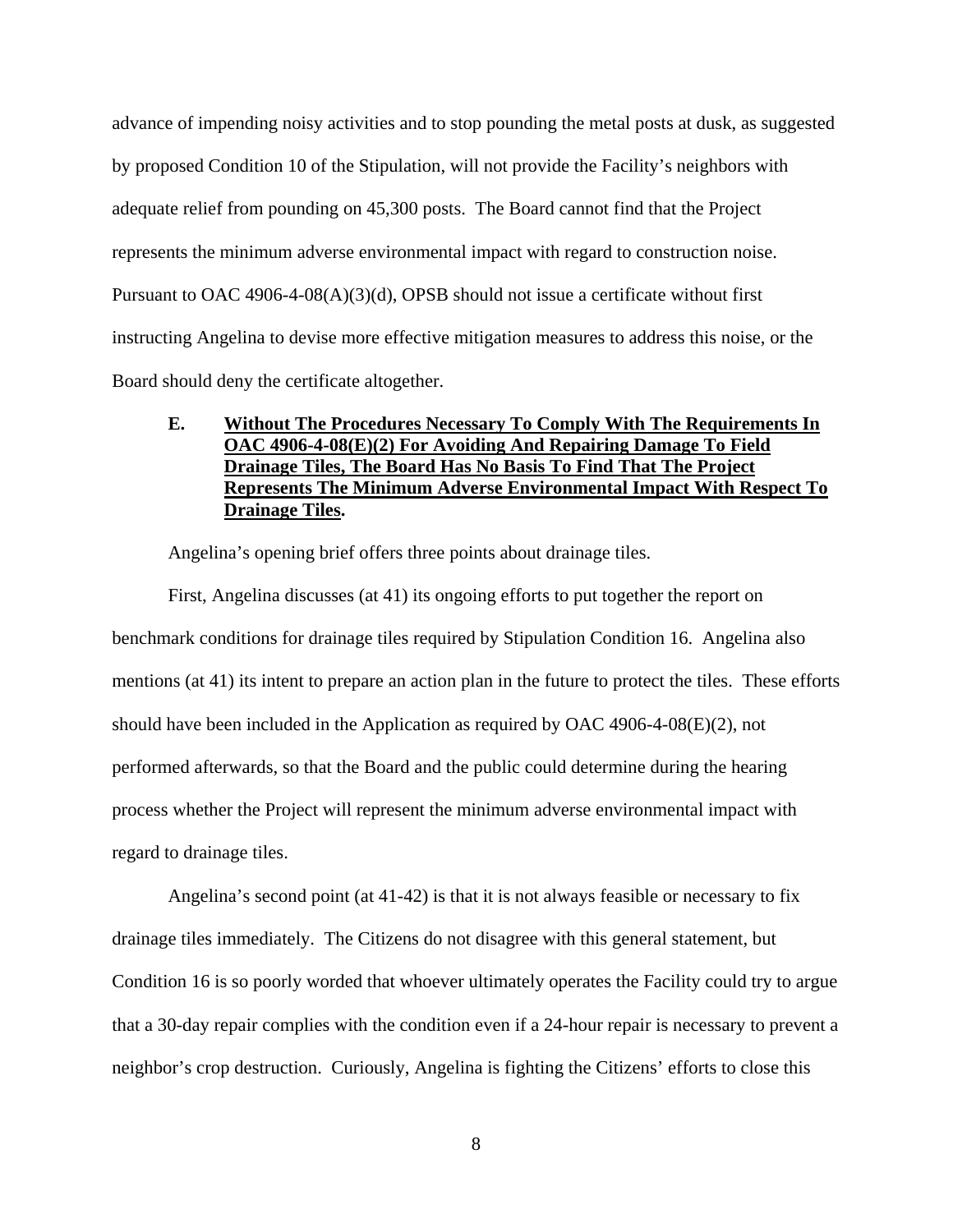advance of impending noisy activities and to stop pounding the metal posts at dusk, as suggested by proposed Condition 10 of the Stipulation, will not provide the Facility's neighbors with adequate relief from pounding on 45,300 posts. The Board cannot find that the Project represents the minimum adverse environmental impact with regard to construction noise. Pursuant to OAC 4906-4-08(A)(3)(d), OPSB should not issue a certificate without first instructing Angelina to devise more effective mitigation measures to address this noise, or the Board should deny the certificate altogether.

### E. Without The Procedures Necessary To Comply With The Requirements In OAC 4906-4-08(E)(2) For Avoiding And Repairing Damage To Field Drainage Tiles, The Board Has No Basis To Find That The Project Represents The Minimum Adverse Environmental Impact With Respect To Drainage Tiles.

Angelina's opening brief offers three points about drainage tiles.

First, Angelina discusses (at 41) its ongoing efforts to put together the report on benchmark conditions for drainage tiles required by Stipulation Condition 16. Angelina also mentions (at 41) its intent to prepare an action plan in the future to protect the tiles. These efforts should have been included in the Application as required by OAC 4906-4-08(E)(2), not performed afterwards, so that the Board and the public could determine during the hearing process whether the Project will represent the minimum adverse environmental impact with regard to drainage tiles.

Angelina's second point (at 41-42) is that it is not always feasible or necessary to fix drainage tiles immediately. The Citizens do not disagree with this general statement, but Condition 16 is so poorly worded that whoever ultimately operates the Facility could try to argue that a 30-day repair complies with the condition even if a 24-hour repair is necessary to prevent a neighbor's crop destruction. Curiously, Angelina is fighting the Citizens' efforts to close this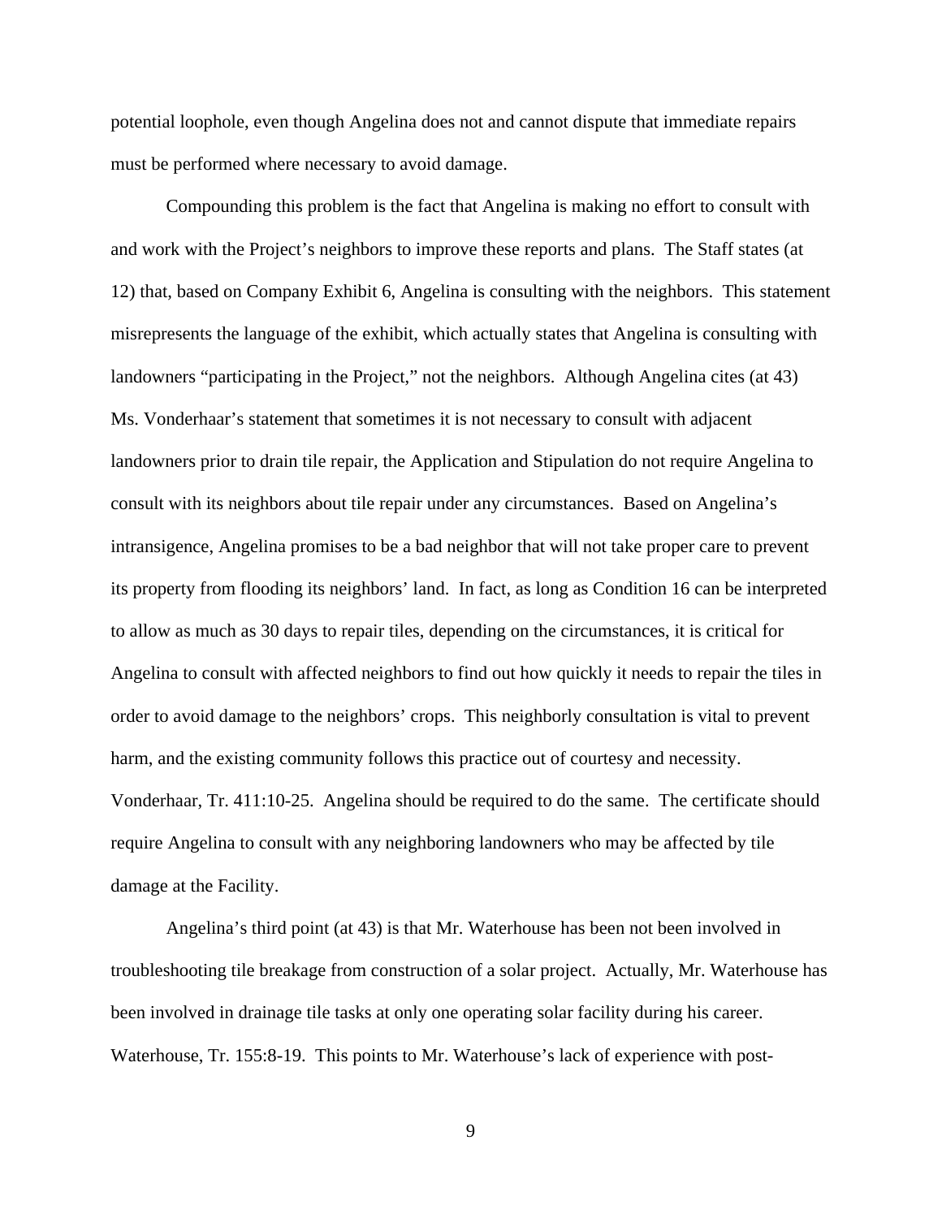potential loophole, even though Angelina does not and cannot dispute that immediate repairs must be performed where necessary to avoid damage.

Compounding this problem is the fact that Angelina is making no effort to consult with and work with the Project's neighbors to improve these reports and plans. The Staff states (at 12) that, based on Company Exhibit 6, Angelina is consulting with the neighbors. This statement misrepresents the language of the exhibit, which actually states that Angelina is consulting with landowners "participating in the Project," not the neighbors. Although Angelina cites (at 43) Ms. Vonderhaar's statement that sometimes it is not necessary to consult with adjacent landowners prior to drain tile repair, the Application and Stipulation do not require Angelina to consult with its neighbors about tile repair under any circumstances. Based on Angelina's intransigence, Angelina promises to be a bad neighbor that will not take proper care to prevent its property from flooding its neighbors' land. In fact, as long as Condition 16 can be interpreted to allow as much as 30 days to repair tiles, depending on the circumstances, it is critical for Angelina to consult with affected neighbors to find out how quickly it needs to repair the tiles in order to avoid damage to the neighbors' crops. This neighborly consultation is vital to prevent harm, and the existing community follows this practice out of courtesy and necessity. Vonderhaar, Tr. 411:10-25. Angelina should be required to do the same. The certificate should require Angelina to consult with any neighboring landowners who may be affected by tile damage at the Facility.

Angelina's third point (at 43) is that Mr. Waterhouse has been not been involved in troubleshooting tile breakage from construction of a solar project. Actually, Mr. Waterhouse has been involved in drainage tile tasks at only one operating solar facility during his career. Waterhouse, Tr. 155:8-19. This points to Mr. Waterhouse's lack of experience with post-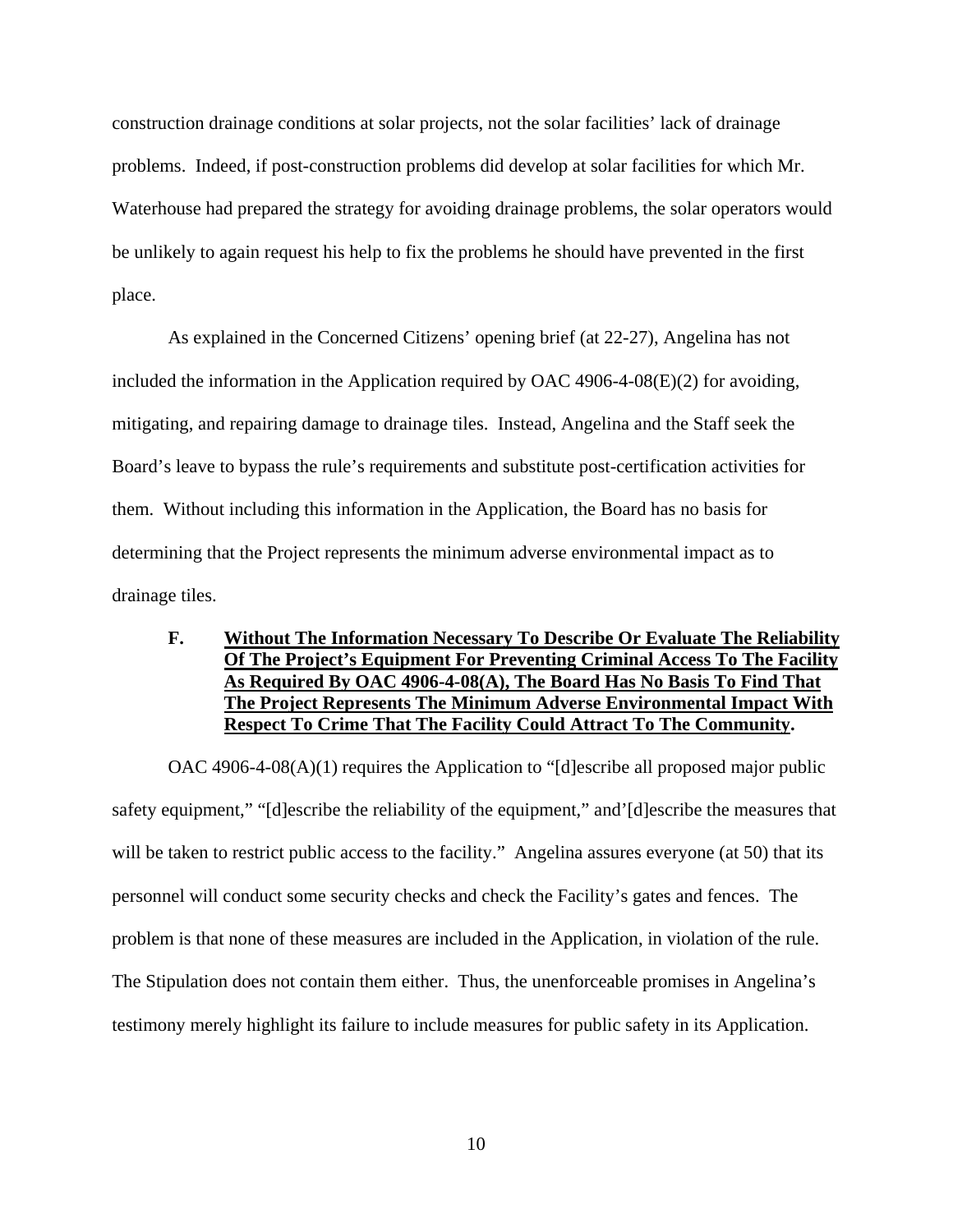construction drainage conditions at solar projects, not the solar facilities' lack of drainage problems. Indeed, if post-construction problems did develop at solar facilities for which Mr. Waterhouse had prepared the strategy for avoiding drainage problems, the solar operators would be unlikely to again request his help to fix the problems he should have prevented in the first place.

As explained in the Concerned Citizens' opening brief (at 22-27), Angelina has not included the information in the Application required by OAC 4906-4-08(E)(2) for avoiding, mitigating, and repairing damage to drainage tiles. Instead, Angelina and the Staff seek the Board's leave to bypass the rule's requirements and substitute post-certification activities for them. Without including this information in the Application, the Board has no basis for determining that the Project represents the minimum adverse environmental impact as to drainage tiles.

### F. Without The Information Necessary To Describe Or Evaluate The Reliability Of The Project's Equipment For Preventing Criminal Access To The Facility As Required By OAC 4906-4-08(A), The Board Has No Basis To Find That The Project Represents The Minimum Adverse Environmental Impact With Respect To Crime That The Facility Could Attract To The Community.

OAC 4906-4-08(A)(1) requires the Application to "[d]escribe all proposed major public safety equipment," "[d]escribe the reliability of the equipment," and'[d]escribe the measures that will be taken to restrict public access to the facility." Angelina assures everyone (at 50) that its personnel will conduct some security checks and check the Facility's gates and fences. The problem is that none of these measures are included in the Application, in violation of the rule. The Stipulation does not contain them either. Thus, the unenforceable promises in Angelina's testimony merely highlight its failure to include measures for public safety in its Application.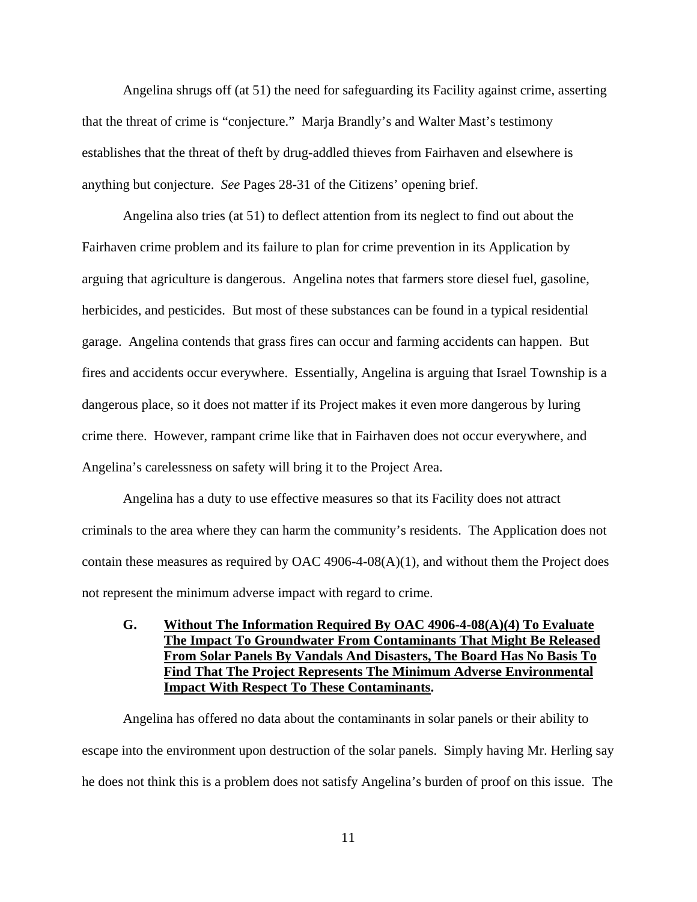Angelina shrugs off (at 51) the need for safeguarding its Facility against crime, asserting that the threat of crime is "conjecture." Marja Brandly's and Walter Mast's testimony establishes that the threat of theft by drug-addled thieves from Fairhaven and elsewhere is anything but conjecture. *See* Pages 28-31 of the Citizens' opening brief.

Angelina also tries (at 51) to deflect attention from its neglect to find out about the Fairhaven crime problem and its failure to plan for crime prevention in its Application by arguing that agriculture is dangerous. Angelina notes that farmers store diesel fuel, gasoline, herbicides, and pesticides. But most of these substances can be found in a typical residential garage. Angelina contends that grass fires can occur and farming accidents can happen. But fires and accidents occur everywhere. Essentially, Angelina is arguing that Israel Township is a dangerous place, so it does not matter if its Project makes it even more dangerous by luring crime there. However, rampant crime like that in Fairhaven does not occur everywhere, and Angelina's carelessness on safety will bring it to the Project Area.

Angelina has a duty to use effective measures so that its Facility does not attract criminals to the area where they can harm the community's residents. The Application does not contain these measures as required by OAC 4906-4-08(A)(1), and without them the Project does not represent the minimum adverse impact with regard to crime.

### G. <u>Without The Information Required By OAC 4906-4-08(A)(4) To Evaluate The Impact To Groundwater From Contaminants That Might Be Released From Solar Panels By Vandals And Disasters, The Board Has No Basis To Find That The Project Represents The Minimum Adverse Environmental Impact With Respect To These Contaminants</u>.

Angelina has offered no data about the contaminants in solar panels or their ability to escape into the environment upon destruction of the solar panels. Simply having Mr. Herling say he does not think this is a problem does not satisfy Angelina's burden of proof on this issue. The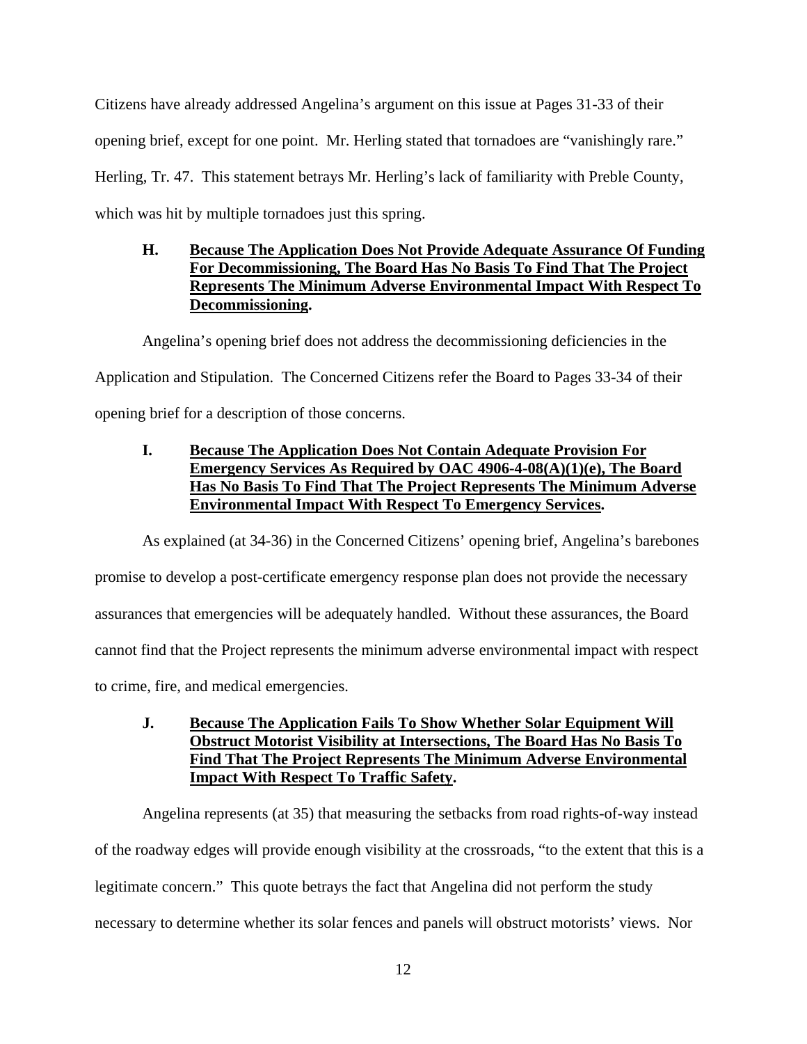Citizens have already addressed Angelina's argument on this issue at Pages 31-33 of their opening brief, except for one point. Mr. Herling stated that tornadoes are "vanishingly rare." Herling, Tr. 47. This statement betrays Mr. Herling's lack of familiarity with Preble County, which was hit by multiple tornadoes just this spring.

### H. **Because The Application Does Not Provide Adequate Assurance Of Funding For Decommissioning, The Board Has No Basis To Find That The Project Represents The Minimum Adverse Environmental Impact With Respect To Decommissioning.**

Angelina's opening brief does not address the decommissioning deficiencies in the Application and Stipulation. The Concerned Citizens refer the Board to Pages 33-34 of their opening brief for a description of those concerns.

### I. **Because The Application Does Not Contain Adequate Provision For Emergency Services As Required by OAC 4906-4-08(A)(1)(e), The Board Has No Basis To Find That The Project Represents The Minimum Adverse Environmental Impact With Respect To Emergency Services.**

As explained (at 34-36) in the Concerned Citizens' opening brief, Angelina's barebones promise to develop a post-certificate emergency response plan does not provide the necessary assurances that emergencies will be adequately handled. Without these assurances, the Board cannot find that the Project represents the minimum adverse environmental impact with respect to crime, fire, and medical emergencies.

### J. **Because The Application Fails To Show Whether Solar Equipment Will Obstruct Motorist Visibility at Intersections, The Board Has No Basis To Find That The Project Represents The Minimum Adverse Environmental Impact With Respect To Traffic Safety.**

Angelina represents (at 35) that measuring the setbacks from road rights-of-way instead of the roadway edges will provide enough visibility at the crossroads, "to the extent that this is a legitimate concern." This quote betrays the fact that Angelina did not perform the study necessary to determine whether its solar fences and panels will obstruct motorists' views. Nor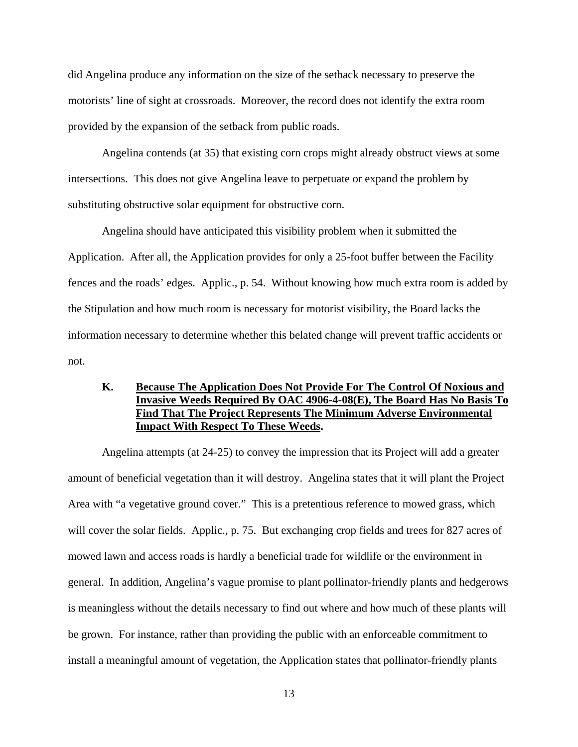did Angelina produce any information on the size of the setback necessary to preserve the motorists' line of sight at crossroads. Moreover, the record does not identify the extra room provided by the expansion of the setback from public roads.

Angelina contends (at 35) that existing corn crops might already obstruct views at some intersections. This does not give Angelina leave to perpetuate or expand the problem by substituting obstructive solar equipment for obstructive corn.

Angelina should have anticipated this visibility problem when it submitted the Application. After all, the Application provides for only a 25-foot buffer between the Facility fences and the roads' edges. Applic., p. 54. Without knowing how much extra room is added by the Stipulation and how much room is necessary for motorist visibility, the Board lacks the information necessary to determine whether this belated change will prevent traffic accidents or not.

### K. **<u>Because The Application Does Not Provide For The Control Of Noxious and Invasive Weeds Required By OAC 4906-4-08(E), The Board Has No Basis To Find That The Project Represents The Minimum Adverse Environmental Impact With Respect To These Weeds</u>.**

Angelina attempts (at 24-25) to convey the impression that its Project will add a greater amount of beneficial vegetation than it will destroy. Angelina states that it will plant the Project Area with "a vegetative ground cover." This is a pretentious reference to mowed grass, which will cover the solar fields. Applic., p. 75. But exchanging crop fields and trees for 827 acres of mowed lawn and access roads is hardly a beneficial trade for wildlife or the environment in general. In addition, Angelina's vague promise to plant pollinator-friendly plants and hedgerows is meaningless without the details necessary to find out where and how much of these plants will be grown. For instance, rather than providing the public with an enforceable commitment to install a meaningful amount of vegetation, the Application states that pollinator-friendly plants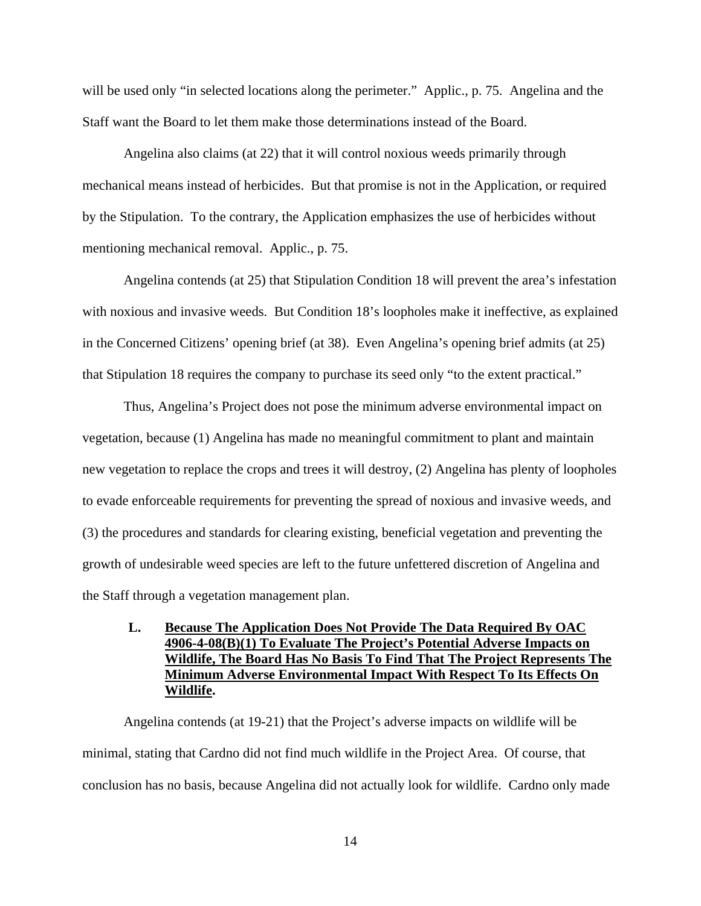will be used only "in selected locations along the perimeter." Applic., p. 75. Angelina and the Staff want the Board to let them make those determinations instead of the Board.

Angelina also claims (at 22) that it will control noxious weeds primarily through mechanical means instead of herbicides. But that promise is not in the Application, or required by the Stipulation. To the contrary, the Application emphasizes the use of herbicides without mentioning mechanical removal. Applic., p. 75.

Angelina contends (at 25) that Stipulation Condition 18 will prevent the area's infestation with noxious and invasive weeds. But Condition 18's loopholes make it ineffective, as explained in the Concerned Citizens' opening brief (at 38). Even Angelina's opening brief admits (at 25) that Stipulation 18 requires the company to purchase its seed only "to the extent practical."

Thus, Angelina's Project does not pose the minimum adverse environmental impact on vegetation, because (1) Angelina has made no meaningful commitment to plant and maintain new vegetation to replace the crops and trees it will destroy, (2) Angelina has plenty of loopholes to evade enforceable requirements for preventing the spread of noxious and invasive weeds, and (3) the procedures and standards for clearing existing, beneficial vegetation and preventing the growth of undesirable weed species are left to the future unfettered discretion of Angelina and the Staff through a vegetation management plan.

### L. Because The Application Does Not Provide The Data Required By OAC 4906-4-08(B)(1) To Evaluate The Project's Potential Adverse Impacts on Wildlife, The Board Has No Basis To Find That The Project Represents The Minimum Adverse Environmental Impact With Respect To Its Effects On Wildlife.

Angelina contends (at 19-21) that the Project's adverse impacts on wildlife will be minimal, stating that Cardno did not find much wildlife in the Project Area. Of course, that conclusion has no basis, because Angelina did not actually look for wildlife. Cardno only made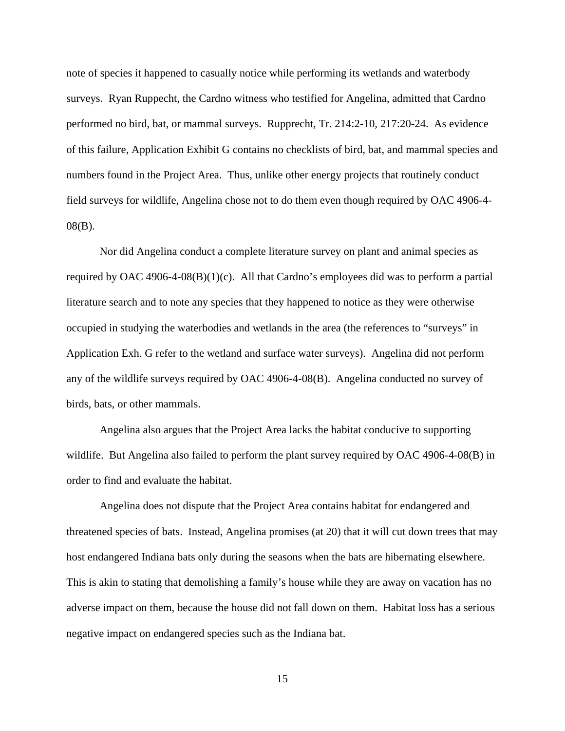note of species it happened to casually notice while performing its wetlands and waterbody surveys. Ryan Ruppecht, the Cardno witness who testified for Angelina, admitted that Cardno performed no bird, bat, or mammal surveys. Rupprecht, Tr. 214:2-10, 217:20-24. As evidence of this failure, Application Exhibit G contains no checklists of bird, bat, and mammal species and numbers found in the Project Area. Thus, unlike other energy projects that routinely conduct field surveys for wildlife, Angelina chose not to do them even though required by OAC 4906-4-08(B).

Nor did Angelina conduct a complete literature survey on plant and animal species as required by OAC 4906-4-08(B)(1)(c). All that Cardno's employees did was to perform a partial literature search and to note any species that they happened to notice as they were otherwise occupied in studying the waterbodies and wetlands in the area (the references to "surveys" in Application Exh. G refer to the wetland and surface water surveys). Angelina did not perform any of the wildlife surveys required by OAC 4906-4-08(B). Angelina conducted no survey of birds, bats, or other mammals.

Angelina also argues that the Project Area lacks the habitat conducive to supporting wildlife. But Angelina also failed to perform the plant survey required by OAC 4906-4-08(B) in order to find and evaluate the habitat.

Angelina does not dispute that the Project Area contains habitat for endangered and threatened species of bats. Instead, Angelina promises (at 20) that it will cut down trees that may host endangered Indiana bats only during the seasons when the bats are hibernating elsewhere. This is akin to stating that demolishing a family's house while they are away on vacation has no adverse impact on them, because the house did not fall down on them. Habitat loss has a serious negative impact on endangered species such as the Indiana bat.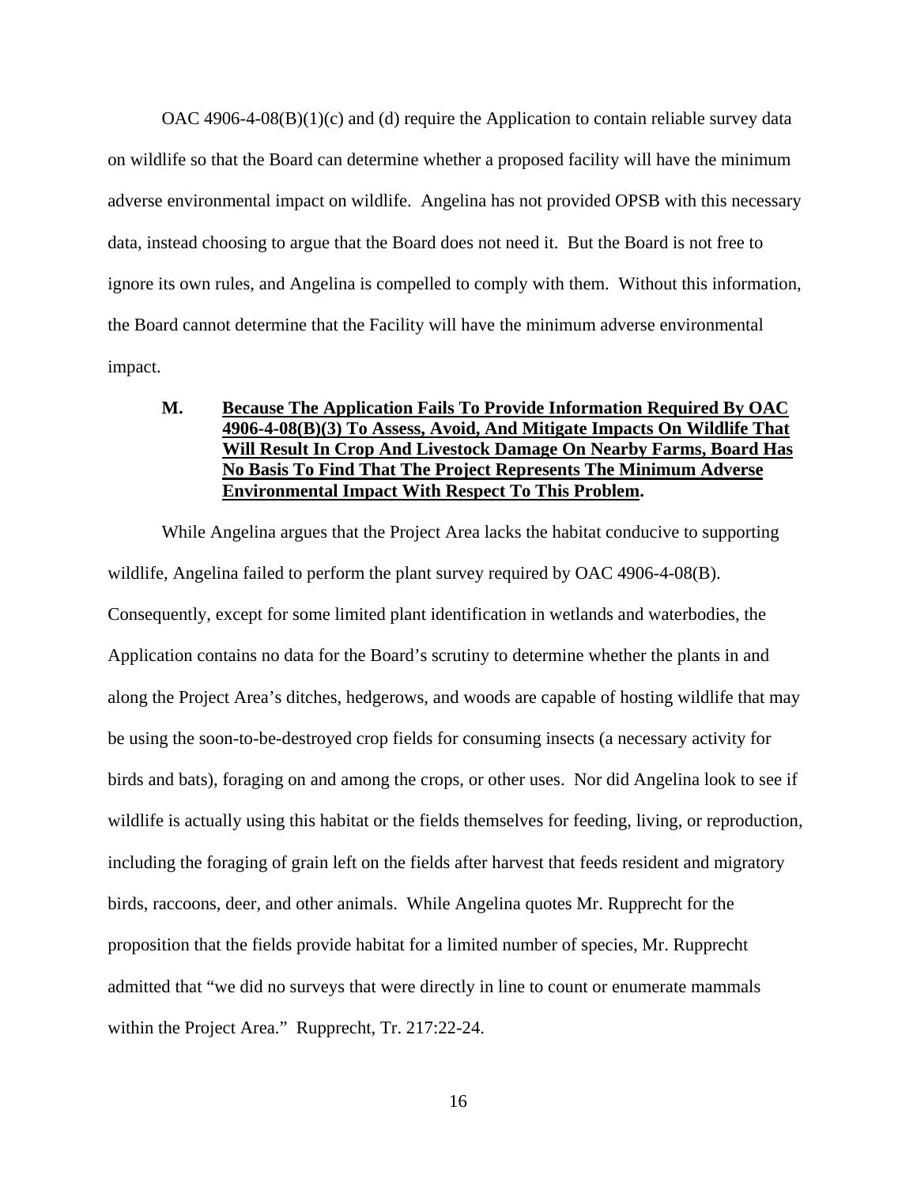OAC 4906-4-08(B)(1)(c) and (d) require the Application to contain reliable survey data on wildlife so that the Board can determine whether a proposed facility will have the minimum adverse environmental impact on wildlife. Angelina has not provided OPSB with this necessary data, instead choosing to argue that the Board does not need it. But the Board is not free to ignore its own rules, and Angelina is compelled to comply with them. Without this information, the Board cannot determine that the Facility will have the minimum adverse environmental impact.

### M. Because The Application Fails To Provide Information Required By OAC 4906-4-08(B)(3) To Assess, Avoid, And Mitigate Impacts On Wildlife That Will Result In Crop And Livestock Damage On Nearby Farms, Board Has No Basis To Find That The Project Represents The Minimum Adverse Environmental Impact With Respect To This Problem.

While Angelina argues that the Project Area lacks the habitat conducive to supporting wildlife, Angelina failed to perform the plant survey required by OAC 4906-4-08(B). Consequently, except for some limited plant identification in wetlands and waterbodies, the Application contains no data for the Board's scrutiny to determine whether the plants in and along the Project Area's ditches, hedgerows, and woods are capable of hosting wildlife that may be using the soon-to-be-destroyed crop fields for consuming insects (a necessary activity for birds and bats), foraging on and among the crops, or other uses. Nor did Angelina look to see if wildlife is actually using this habitat or the fields themselves for feeding, living, or reproduction, including the foraging of grain left on the fields after harvest that feeds resident and migratory birds, raccoons, deer, and other animals. While Angelina quotes Mr. Rupprecht for the proposition that the fields provide habitat for a limited number of species, Mr. Rupprecht admitted that "we did no surveys that were directly in line to count or enumerate mammals within the Project Area." Rupprecht, Tr. 217:22-24.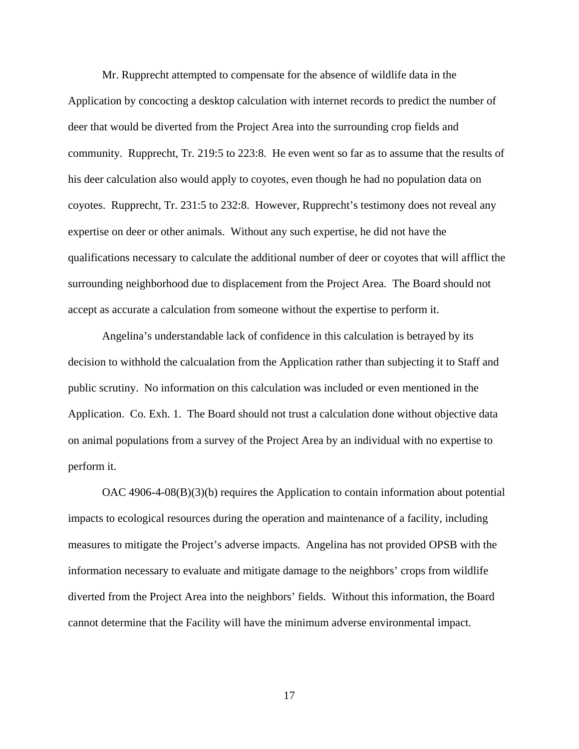Mr. Rupprecht attempted to compensate for the absence of wildlife data in the Application by concocting a desktop calculation with internet records to predict the number of deer that would be diverted from the Project Area into the surrounding crop fields and community. Rupprecht, Tr. 219:5 to 223:8. He even went so far as to assume that the results of his deer calculation also would apply to coyotes, even though he had no population data on coyotes. Rupprecht, Tr. 231:5 to 232:8. However, Rupprecht's testimony does not reveal any expertise on deer or other animals. Without any such expertise, he did not have the qualifications necessary to calculate the additional number of deer or coyotes that will afflict the surrounding neighborhood due to displacement from the Project Area. The Board should not accept as accurate a calculation from someone without the expertise to perform it.

Angelina's understandable lack of confidence in this calculation is betrayed by its decision to withhold the calcualation from the Application rather than subjecting it to Staff and public scrutiny. No information on this calculation was included or even mentioned in the Application. Co. Exh. 1. The Board should not trust a calculation done without objective data on animal populations from a survey of the Project Area by an individual with no expertise to perform it.

OAC 4906-4-08(B)(3)(b) requires the Application to contain information about potential impacts to ecological resources during the operation and maintenance of a facility, including measures to mitigate the Project's adverse impacts. Angelina has not provided OPSB with the information necessary to evaluate and mitigate damage to the neighbors' crops from wildlife diverted from the Project Area into the neighbors' fields. Without this information, the Board cannot determine that the Facility will have the minimum adverse environmental impact.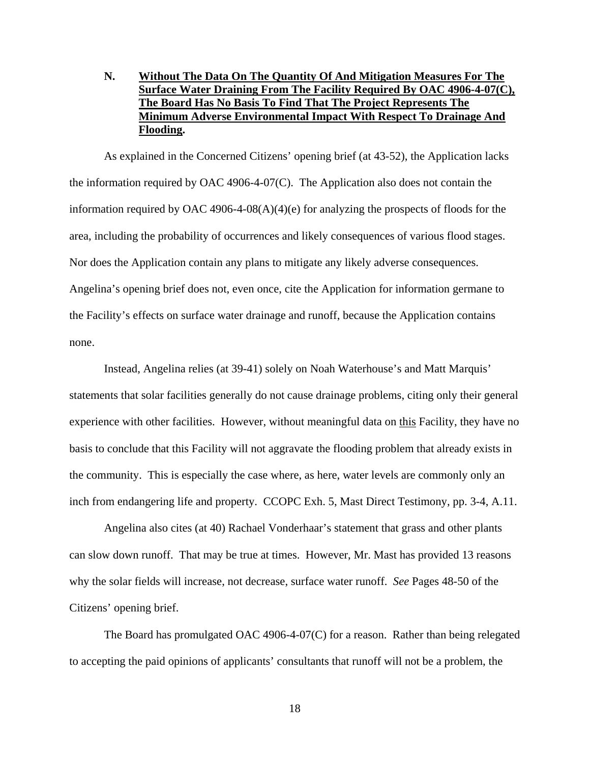**N. <u>Without The Data On The Quantity Of And Mitigation Measures For The Surface Water Draining From The Facility Required By OAC 4906-4-07(C), The Board Has No Basis To Find That The Project Represents The Minimum Adverse Environmental Impact With Respect To Drainage And Flooding</u>.**

As explained in the Concerned Citizens' opening brief (at 43-52), the Application lacks the information required by OAC 4906-4-07(C). The Application also does not contain the information required by OAC 4906-4-08(A)(4)(e) for analyzing the prospects of floods for the area, including the probability of occurrences and likely consequences of various flood stages. Nor does the Application contain any plans to mitigate any likely adverse consequences. Angelina's opening brief does not, even once, cite the Application for information germane to the Facility's effects on surface water drainage and runoff, because the Application contains none.

Instead, Angelina relies (at 39-41) solely on Noah Waterhouse's and Matt Marquis' statements that solar facilities generally do not cause drainage problems, citing only their general experience with other facilities. However, without meaningful data on <u>this</u> Facility, they have no basis to conclude that this Facility will not aggravate the flooding problem that already exists in the community. This is especially the case where, as here, water levels are commonly only an inch from endangering life and property. CCOPC Exh. 5, Mast Direct Testimony, pp. 3-4, A.11.

Angelina also cites (at 40) Rachael Vonderhaar's statement that grass and other plants can slow down runoff. That may be true at times. However, Mr. Mast has provided 13 reasons why the solar fields will increase, not decrease, surface water runoff. *See* Pages 48-50 of the Citizens' opening brief.

The Board has promulgated OAC 4906-4-07(C) for a reason. Rather than being relegated to accepting the paid opinions of applicants' consultants that runoff will not be a problem, the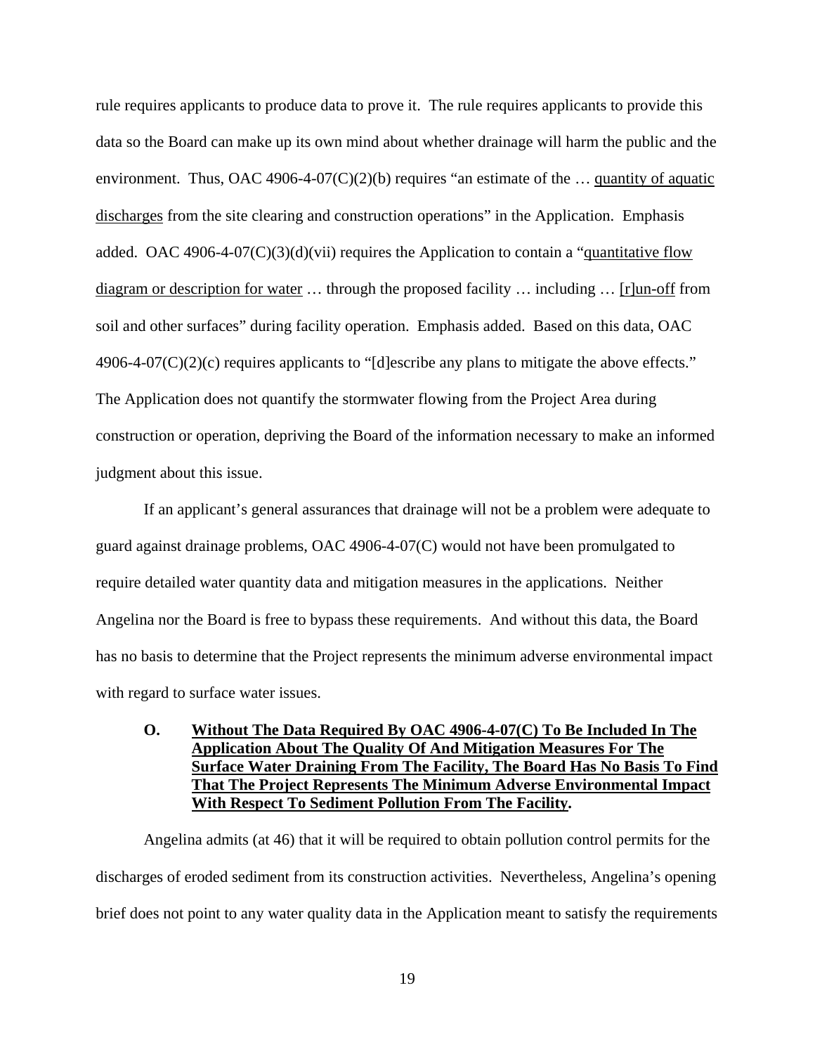rule requires applicants to produce data to prove it. The rule requires applicants to provide this data so the Board can make up its own mind about whether drainage will harm the public and the environment. Thus, OAC 4906-4-07(C)(2)(b) requires "an estimate of the … <u>quantity of aquatic discharges</u> from the site clearing and construction operations" in the Application. Emphasis added. OAC 4906-4-07(C)(3)(d)(vii) requires the Application to contain a "<u>quantitative flow diagram or description for water</u> … through the proposed facility … including … <u>[r]un-off</u> from soil and other surfaces" during facility operation. Emphasis added. Based on this data, OAC 4906-4-07(C)(2)(c) requires applicants to "[d]escribe any plans to mitigate the above effects." The Application does not quantify the stormwater flowing from the Project Area during construction or operation, depriving the Board of the information necessary to make an informed judgment about this issue.

If an applicant's general assurances that drainage will not be a problem were adequate to guard against drainage problems, OAC 4906-4-07(C) would not have been promulgated to require detailed water quantity data and mitigation measures in the applications. Neither Angelina nor the Board is free to bypass these requirements. And without this data, the Board has no basis to determine that the Project represents the minimum adverse environmental impact with regard to surface water issues.

### O. <u>Without The Data Required By OAC 4906-4-07(C) To Be Included In The Application About The Quality Of And Mitigation Measures For The Surface Water Draining From The Facility, The Board Has No Basis To Find That The Project Represents The Minimum Adverse Environmental Impact With Respect To Sediment Pollution From The Facility</u>.

Angelina admits (at 46) that it will be required to obtain pollution control permits for the discharges of eroded sediment from its construction activities. Nevertheless, Angelina's opening brief does not point to any water quality data in the Application meant to satisfy the requirements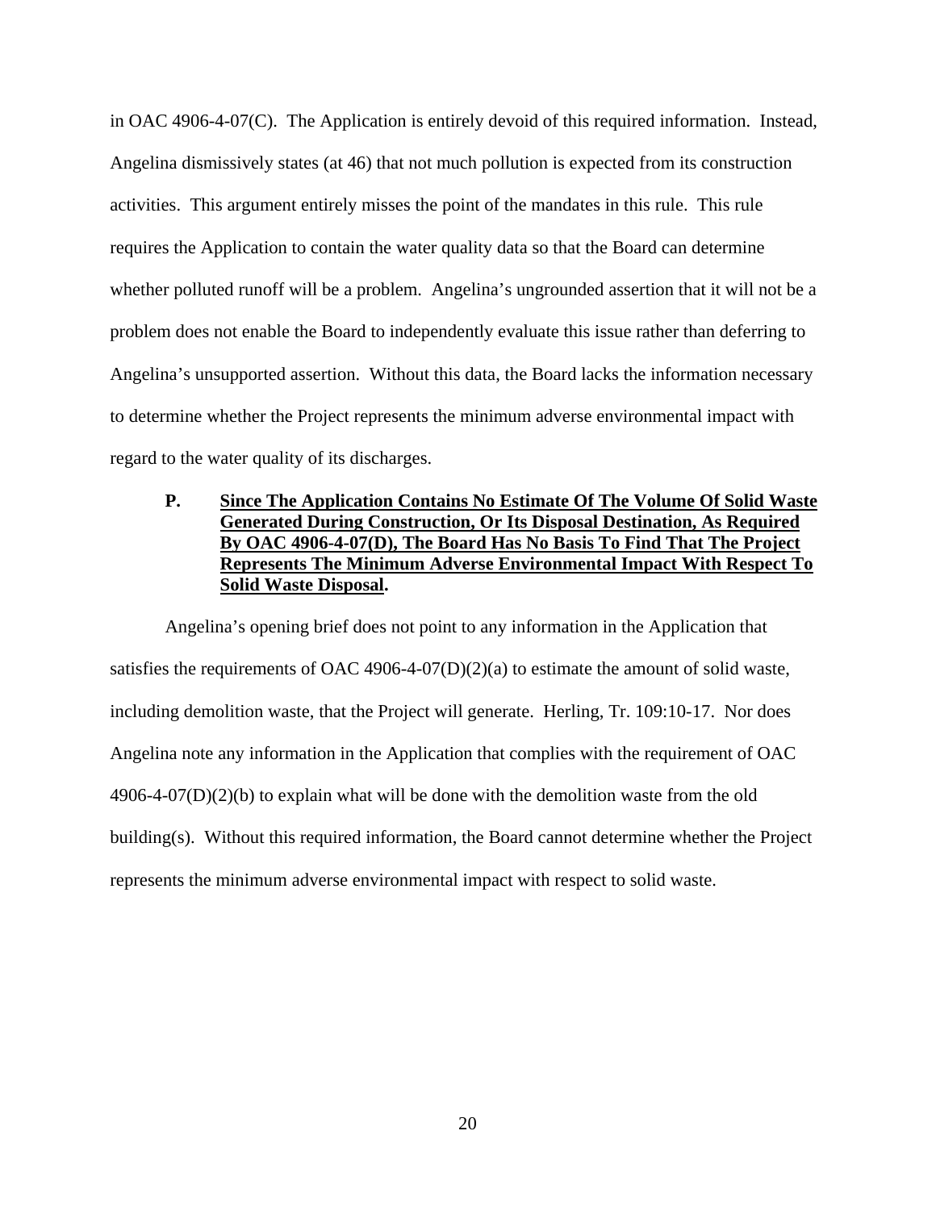in OAC 4906-4-07(C). The Application is entirely devoid of this required information. Instead, Angelina dismissively states (at 46) that not much pollution is expected from its construction activities. This argument entirely misses the point of the mandates in this rule. This rule requires the Application to contain the water quality data so that the Board can determine whether polluted runoff will be a problem. Angelina's ungrounded assertion that it will not be a problem does not enable the Board to independently evaluate this issue rather than deferring to Angelina's unsupported assertion. Without this data, the Board lacks the information necessary to determine whether the Project represents the minimum adverse environmental impact with regard to the water quality of its discharges.

### P. Since The Application Contains No Estimate Of The Volume Of Solid Waste Generated During Construction, Or Its Disposal Destination, As Required By OAC 4906-4-07(D), The Board Has No Basis To Find That The Project Represents The Minimum Adverse Environmental Impact With Respect To Solid Waste Disposal.

Angelina's opening brief does not point to any information in the Application that satisfies the requirements of OAC 4906-4-07(D)(2)(a) to estimate the amount of solid waste, including demolition waste, that the Project will generate. Herling, Tr. 109:10-17. Nor does Angelina note any information in the Application that complies with the requirement of OAC 4906-4-07(D)(2)(b) to explain what will be done with the demolition waste from the old building(s). Without this required information, the Board cannot determine whether the Project represents the minimum adverse environmental impact with respect to solid waste.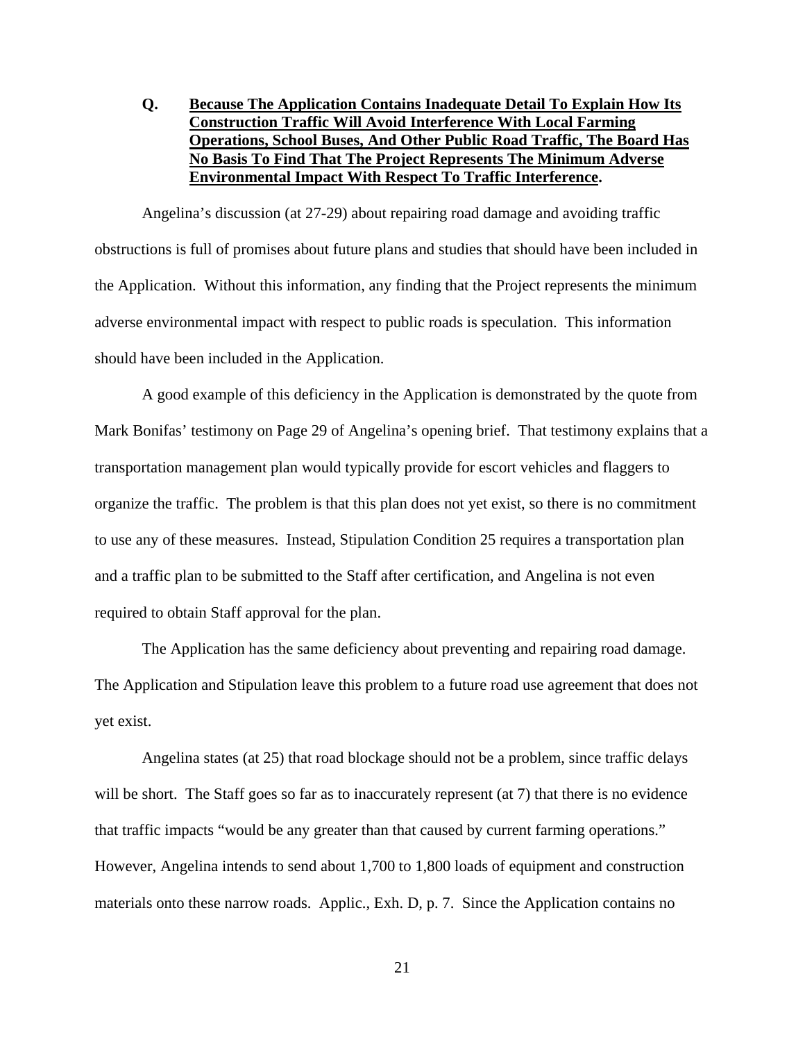**Q. <u>Because The Application Contains Inadequate Detail To Explain How Its Construction Traffic Will Avoid Interference With Local Farming Operations, School Buses, And Other Public Road Traffic, The Board Has No Basis To Find That The Project Represents The Minimum Adverse Environmental Impact With Respect To Traffic Interference</u>.**

Angelina's discussion (at 27-29) about repairing road damage and avoiding traffic obstructions is full of promises about future plans and studies that should have been included in the Application. Without this information, any finding that the Project represents the minimum adverse environmental impact with respect to public roads is speculation. This information should have been included in the Application.

A good example of this deficiency in the Application is demonstrated by the quote from Mark Bonifas' testimony on Page 29 of Angelina's opening brief. That testimony explains that a transportation management plan would typically provide for escort vehicles and flaggers to organize the traffic. The problem is that this plan does not yet exist, so there is no commitment to use any of these measures. Instead, Stipulation Condition 25 requires a transportation plan and a traffic plan to be submitted to the Staff after certification, and Angelina is not even required to obtain Staff approval for the plan.

The Application has the same deficiency about preventing and repairing road damage. The Application and Stipulation leave this problem to a future road use agreement that does not yet exist.

Angelina states (at 25) that road blockage should not be a problem, since traffic delays will be short. The Staff goes so far as to inaccurately represent (at 7) that there is no evidence that traffic impacts "would be any greater than that caused by current farming operations." However, Angelina intends to send about 1,700 to 1,800 loads of equipment and construction materials onto these narrow roads. Applic., Exh. D, p. 7. Since the Application contains no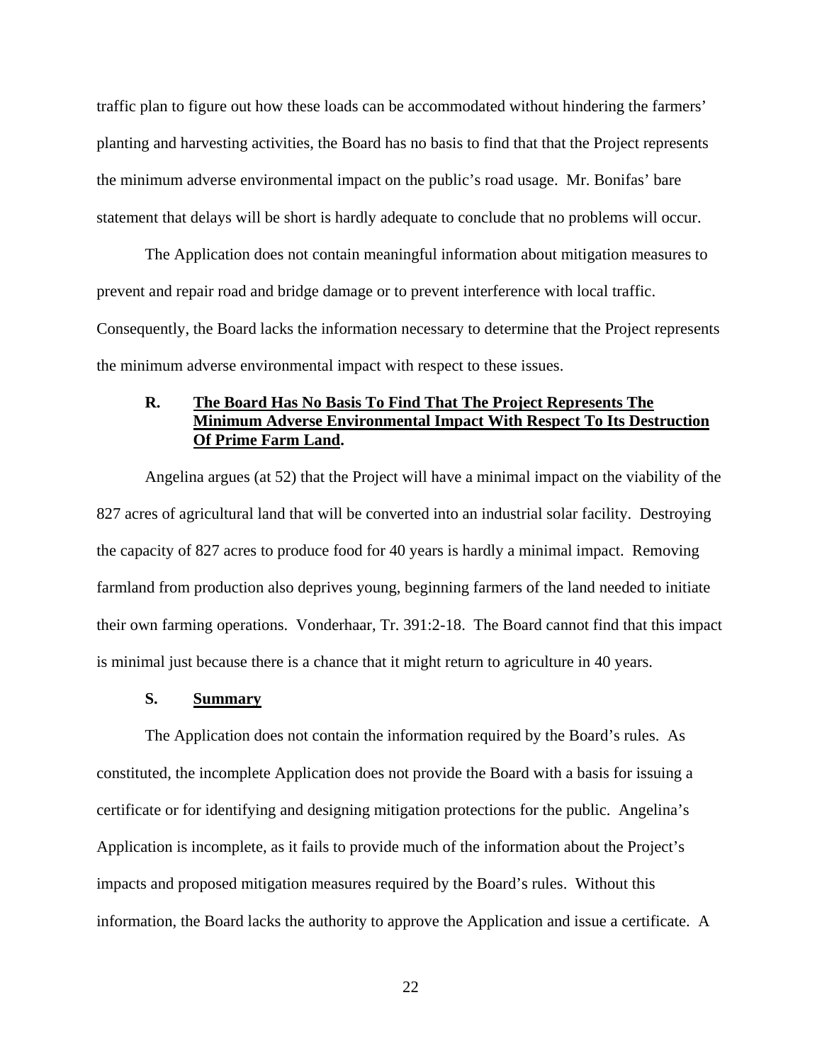traffic plan to figure out how these loads can be accommodated without hindering the farmers' planting and harvesting activities, the Board has no basis to find that that the Project represents the minimum adverse environmental impact on the public's road usage. Mr. Bonifas' bare statement that delays will be short is hardly adequate to conclude that no problems will occur.

The Application does not contain meaningful information about mitigation measures to prevent and repair road and bridge damage or to prevent interference with local traffic. Consequently, the Board lacks the information necessary to determine that the Project represents the minimum adverse environmental impact with respect to these issues.

### R. The Board Has No Basis To Find That The Project Represents The Minimum Adverse Environmental Impact With Respect To Its Destruction Of Prime Farm Land.

Angelina argues (at 52) that the Project will have a minimal impact on the viability of the 827 acres of agricultural land that will be converted into an industrial solar facility. Destroying the capacity of 827 acres to produce food for 40 years is hardly a minimal impact. Removing farmland from production also deprives young, beginning farmers of the land needed to initiate their own farming operations. Vonderhaar, Tr. 391:2-18. The Board cannot find that this impact is minimal just because there is a chance that it might return to agriculture in 40 years.

### S. Summary

The Application does not contain the information required by the Board's rules. As constituted, the incomplete Application does not provide the Board with a basis for issuing a certificate or for identifying and designing mitigation protections for the public. Angelina's Application is incomplete, as it fails to provide much of the information about the Project's impacts and proposed mitigation measures required by the Board's rules. Without this information, the Board lacks the authority to approve the Application and issue a certificate. A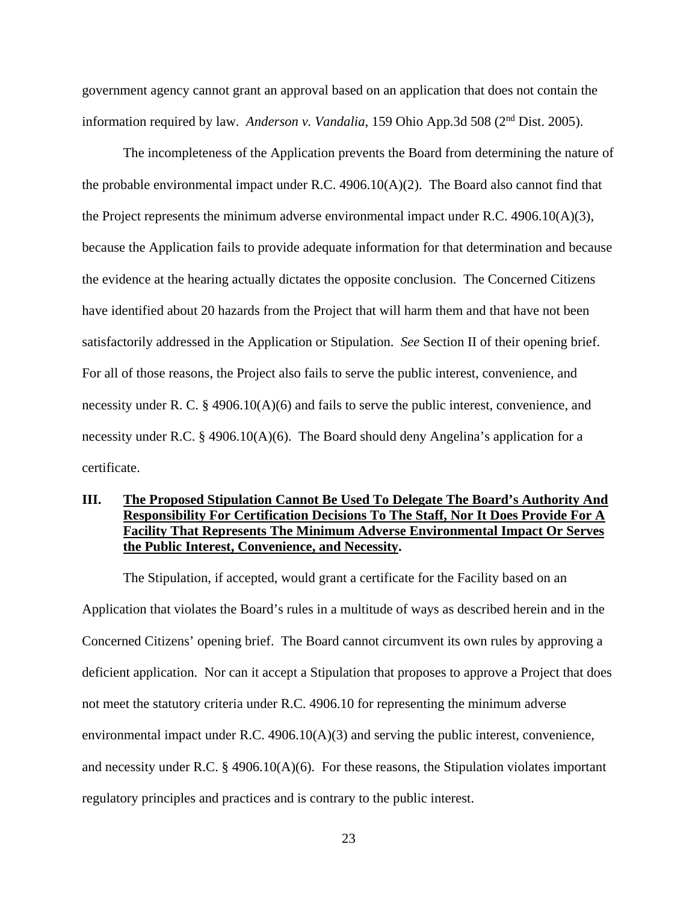government agency cannot grant an approval based on an application that does not contain the information required by law. *Anderson v. Vandalia*, 159 Ohio App.3d 508 (2nd Dist. 2005).

The incompleteness of the Application prevents the Board from determining the nature of the probable environmental impact under R.C. 4906.10(A)(2). The Board also cannot find that the Project represents the minimum adverse environmental impact under R.C. 4906.10(A)(3), because the Application fails to provide adequate information for that determination and because the evidence at the hearing actually dictates the opposite conclusion. The Concerned Citizens have identified about 20 hazards from the Project that will harm them and that have not been satisfactorily addressed in the Application or Stipulation. *See* Section II of their opening brief. For all of those reasons, the Project also fails to serve the public interest, convenience, and necessity under R. C. § 4906.10(A)(6) and fails to serve the public interest, convenience, and necessity under R.C. § 4906.10(A)(6). The Board should deny Angelina's application for a certificate.

## III. The Proposed Stipulation Cannot Be Used To Delegate The Board's Authority And Responsibility For Certification Decisions To The Staff, Nor It Does Provide For A Facility That Represents The Minimum Adverse Environmental Impact Or Serves the Public Interest, Convenience, and Necessity.

The Stipulation, if accepted, would grant a certificate for the Facility based on an Application that violates the Board's rules in a multitude of ways as described herein and in the Concerned Citizens' opening brief. The Board cannot circumvent its own rules by approving a deficient application. Nor can it accept a Stipulation that proposes to approve a Project that does not meet the statutory criteria under R.C. 4906.10 for representing the minimum adverse environmental impact under R.C. 4906.10(A)(3) and serving the public interest, convenience, and necessity under R.C. § 4906.10(A)(6). For these reasons, the Stipulation violates important regulatory principles and practices and is contrary to the public interest.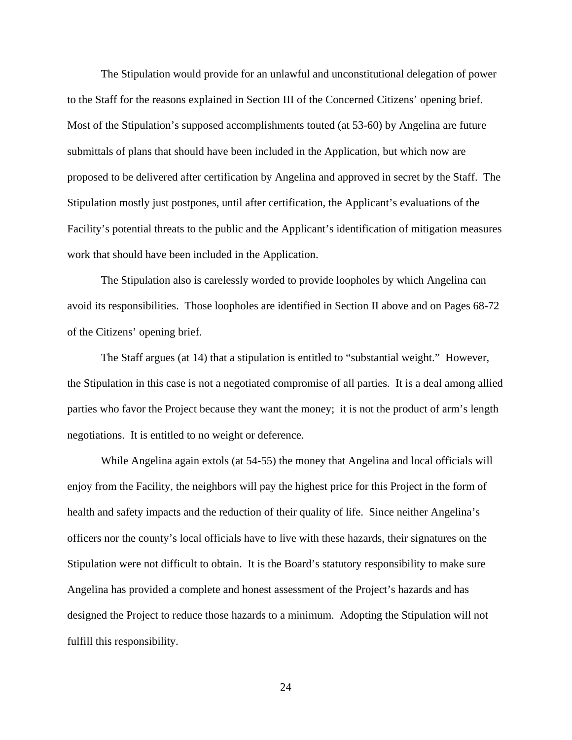The Stipulation would provide for an unlawful and unconstitutional delegation of power to the Staff for the reasons explained in Section III of the Concerned Citizens' opening brief. Most of the Stipulation's supposed accomplishments touted (at 53-60) by Angelina are future submittals of plans that should have been included in the Application, but which now are proposed to be delivered after certification by Angelina and approved in secret by the Staff. The Stipulation mostly just postpones, until after certification, the Applicant's evaluations of the Facility's potential threats to the public and the Applicant's identification of mitigation measures work that should have been included in the Application.

The Stipulation also is carelessly worded to provide loopholes by which Angelina can avoid its responsibilities. Those loopholes are identified in Section II above and on Pages 68-72 of the Citizens' opening brief.

The Staff argues (at 14) that a stipulation is entitled to "substantial weight." However, the Stipulation in this case is not a negotiated compromise of all parties. It is a deal among allied parties who favor the Project because they want the money; it is not the product of arm's length negotiations. It is entitled to no weight or deference.

While Angelina again extols (at 54-55) the money that Angelina and local officials will enjoy from the Facility, the neighbors will pay the highest price for this Project in the form of health and safety impacts and the reduction of their quality of life. Since neither Angelina's officers nor the county's local officials have to live with these hazards, their signatures on the Stipulation were not difficult to obtain. It is the Board's statutory responsibility to make sure Angelina has provided a complete and honest assessment of the Project's hazards and has designed the Project to reduce those hazards to a minimum. Adopting the Stipulation will not fulfill this responsibility.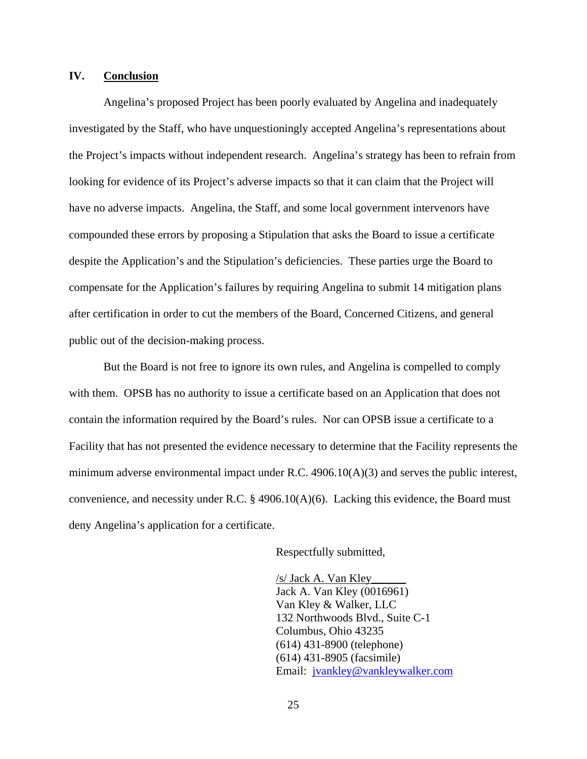## IV. Conclusion

Angelina's proposed Project has been poorly evaluated by Angelina and inadequately investigated by the Staff, who have unquestioningly accepted Angelina's representations about the Project's impacts without independent research. Angelina's strategy has been to refrain from looking for evidence of its Project's adverse impacts so that it can claim that the Project will have no adverse impacts. Angelina, the Staff, and some local government intervenors have compounded these errors by proposing a Stipulation that asks the Board to issue a certificate despite the Application's and the Stipulation's deficiencies. These parties urge the Board to compensate for the Application's failures by requiring Angelina to submit 14 mitigation plans after certification in order to cut the members of the Board, Concerned Citizens, and general public out of the decision-making process.

But the Board is not free to ignore its own rules, and Angelina is compelled to comply with them. OPSB has no authority to issue a certificate based on an Application that does not contain the information required by the Board's rules. Nor can OPSB issue a certificate to a Facility that has not presented the evidence necessary to determine that the Facility represents the minimum adverse environmental impact under R.C. 4906.10(A)(3) and serves the public interest, convenience, and necessity under R.C. § 4906.10(A)(6). Lacking this evidence, the Board must deny Angelina's application for a certificate.

Respectfully submitted,

/s/ Jack A. Van Kley______
Jack A. Van Kley (0016961)
Van Kley & Walker, LLC
132 Northwoods Blvd., Suite C-1
Columbus, Ohio 43235
(614) 431-8900 (telephone)
(614) 431-8905 (facsimile)
Email: jvankley@vankleywalker.com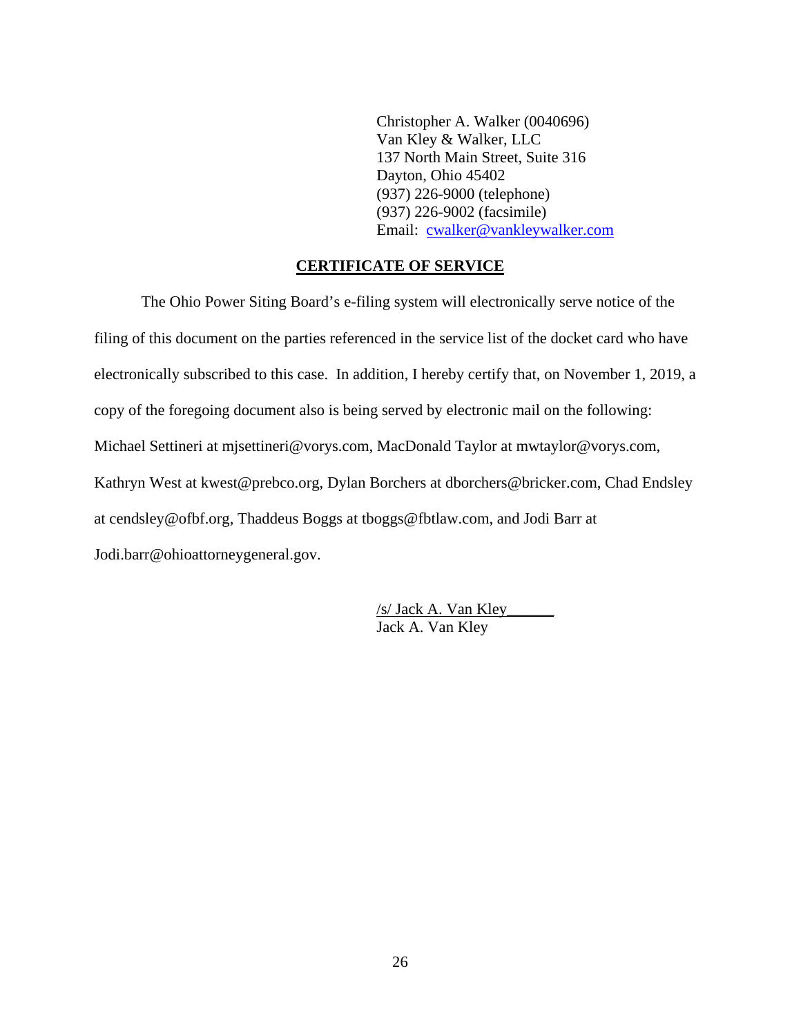Christopher A. Walker (0040696)
Van Kley & Walker, LLC
137 North Main Street, Suite 316
Dayton, Ohio 45402
(937) 226-9000 (telephone)
(937) 226-9002 (facsimile)
Email: cwalker@vankleywalker.com

## CERTIFICATE OF SERVICE

The Ohio Power Siting Board's e-filing system will electronically serve notice of the filing of this document on the parties referenced in the service list of the docket card who have electronically subscribed to this case. In addition, I hereby certify that, on November 1, 2019, a copy of the foregoing document also is being served by electronic mail on the following: Michael Settineri at mjsettineri@vorys.com, MacDonald Taylor at mwtaylor@vorys.com, Kathryn West at kwest@prebco.org, Dylan Borchers at dborchers@bricker.com, Chad Endsley at cendsley@ofbf.org, Thaddeus Boggs at tboggs@fbtlaw.com, and Jodi Barr at Jodi.barr@ohioattorneygeneral.gov.

/s/ Jack A. Van Kley______
Jack A. Van Kley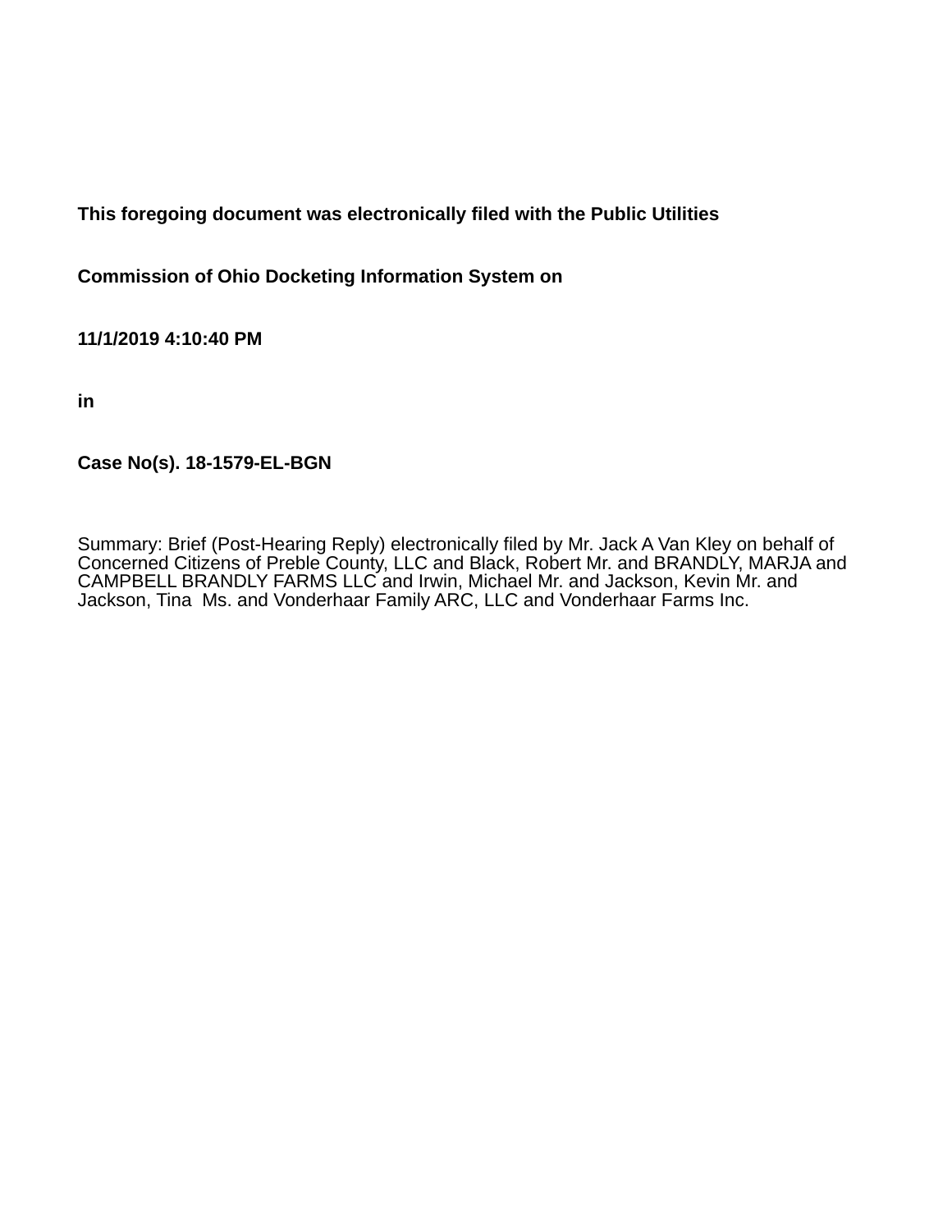**This foregoing document was electronically filed with the Public Utilities**

**Commission of Ohio Docketing Information System on**

**11/1/2019 4:10:40 PM**

**in**

**Case No(s). 18-1579-EL-BGN**

Summary: Brief (Post-Hearing Reply) electronically filed by Mr. Jack A Van Kley on behalf of Concerned Citizens of Preble County, LLC and Black, Robert Mr. and BRANDLY, MARJA and CAMPBELL BRANDLY FARMS LLC and Irwin, Michael Mr. and Jackson, Kevin Mr. and Jackson, Tina Ms. and Vonderhaar Family ARC, LLC and Vonderhaar Farms Inc.